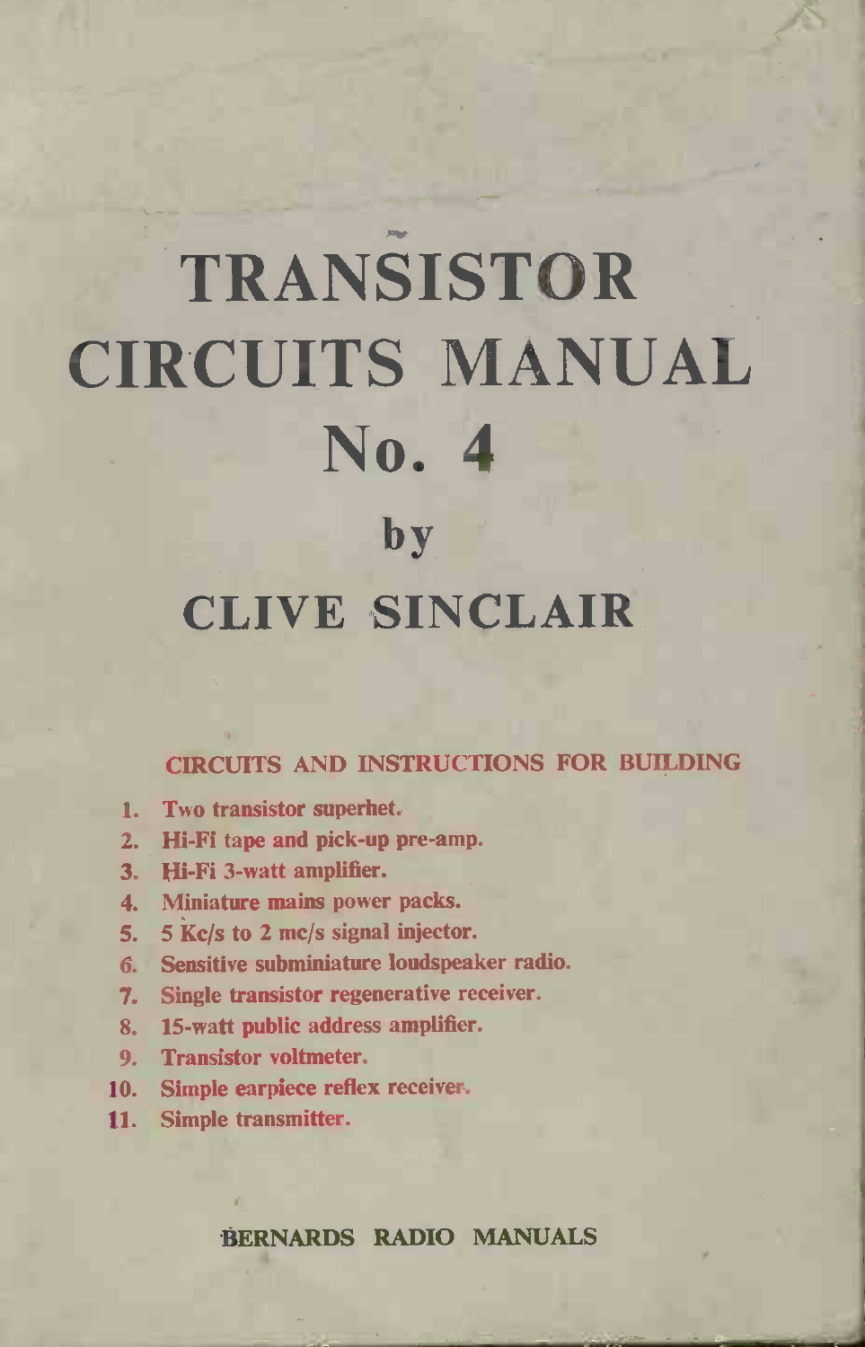# TRANSISTOR CIRCUITS MANUAL No. 4

## by

## CLIVE SINCLAIR

### CIRCUITS AND INSTRUCTIONS FOR BUILDING

1. Two transistor superhet.
2. Hi-Fi tape and pick-up pre-amp.
3. Hi-Fi 3-watt amplifier.
4. Miniature mains power packs.
5. 5 Kc/s to 2 mc/s signal injector.
6. Sensitive subminiature loudspeaker radio.
7. Single transistor regenerative receiver.
8. 15-watt public address amplifier.
9. Transistor voltmeter.
10. Simple earpiece reflex receiver.
11. Simple transmitter.

BERNARDS RADIO MANUALS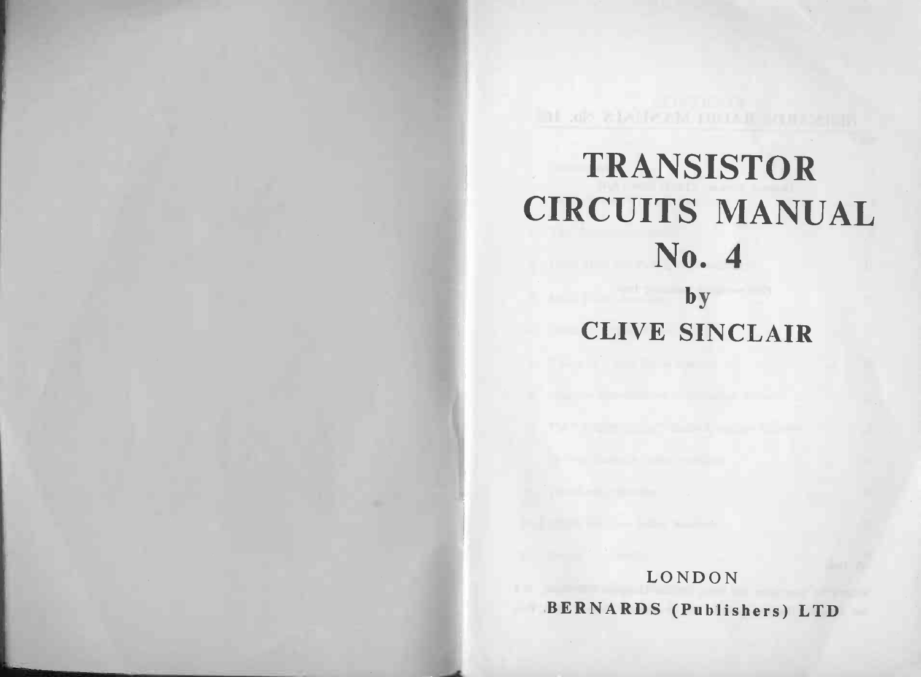# TRANSISTOR CIRCUITS MANUAL No. 4

by

**CLIVE SINCLAIR**

LONDON

**BERNARDS (Publishers) LTD**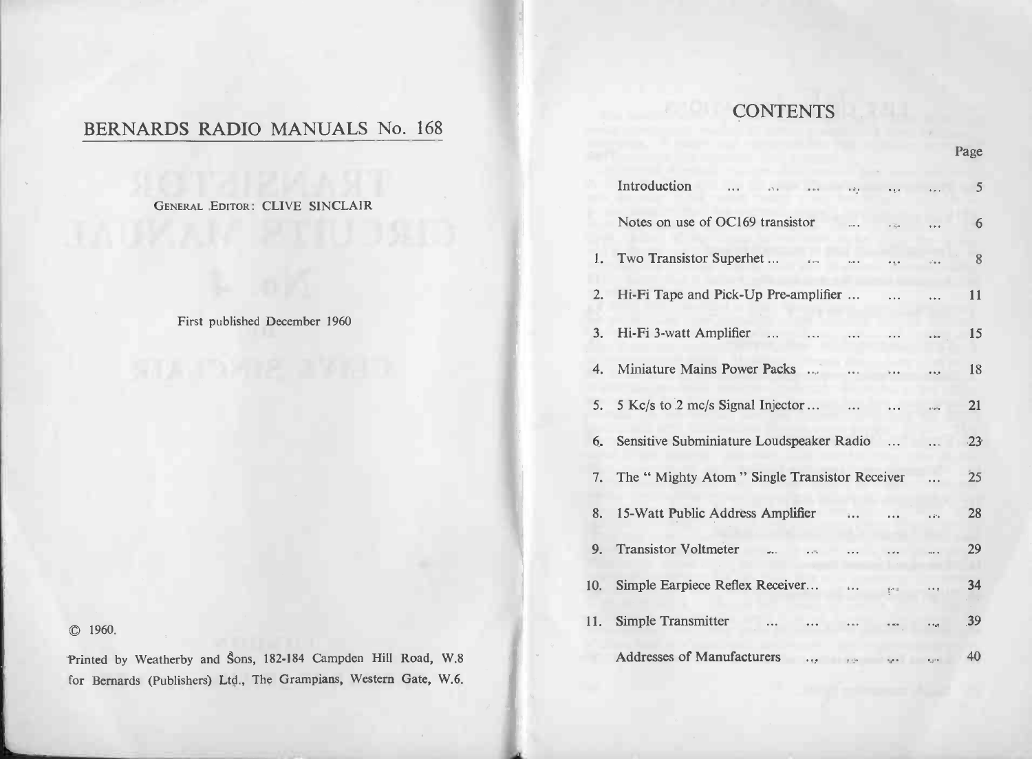## BERNARDS RADIO MANUALS No. 168

GENERAL EDITOR: CLIVE SINCLAIR

First published December 1960

© 1960.

Printed by Weatherby and Sons, 182-184 Campden Hill Road, W.8 for Bernards (Publishers) Ltd., The Grampians, Western Gate, W.6.

## CONTENTS

| | | Page |
|---|---|---|
| | Introduction | 5 |
| | Notes on use of OC169 transistor | 6 |
| 1. | Two Transistor Superhet | 8 |
| 2. | Hi-Fi Tape and Pick-Up Pre-amplifier | 11 |
| 3. | Hi-Fi 3-watt Amplifier | 15 |
| 4. | Miniature Mains Power Packs | 18 |
| 5. | 5 Kc/s to 2 mc/s Signal Injector | 21 |
| 6. | Sensitive Subminiature Loudspeaker Radio | 23 |
| 7. | The " Mighty Atom " Single Transistor Receiver | 25 |
| 8. | 15-Watt Public Address Amplifier | 28 |
| 9. | Transistor Voltmeter | 29 |
| 10. | Simple Earpiece Reflex Receiver | 34 |
| 11. | Simple Transmitter | 39 |
| | Addresses of Manufacturers | 40 |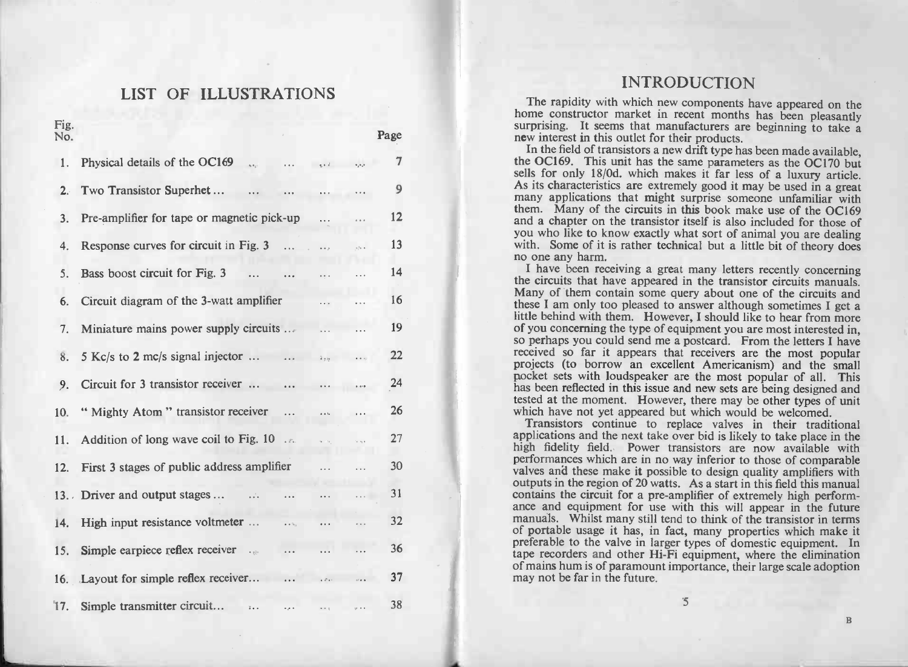# LIST OF ILLUSTRATIONS

| Fig. No. | | Page |
|---|---|---|
| 1. | Physical details of the OC169 | 7 |
| 2. | Two Transistor Superhet ... | 9 |
| 3. | Pre-amplifier for tape or magnetic pick-up | 12 |
| 4. | Response curves for circuit in Fig. 3 | 13 |
| 5. | Bass boost circuit for Fig. 3 | 14 |
| 6. | Circuit diagram of the 3-watt amplifier | 16 |
| 7. | Miniature mains power supply circuits ... | 19 |
| 8. | 5 Kc/s to 2 mc/s signal injector ... | 22 |
| 9. | Circuit for 3 transistor receiver ... | 24 |
| 10. | " Mighty Atom " transistor receiver | 26 |
| 11. | Addition of long wave coil to Fig. 10 | 27 |
| 12. | First 3 stages of public address amplifier | 30 |
| 13. | Driver and output stages ... | 31 |
| 14. | High input resistance voltmeter ... | 32 |
| 15. | Simple earpiece reflex receiver | 36 |
| 16. | Layout for simple reflex receiver... | 37 |
| 17. | Simple transmitter circuit... | 38 |

# INTRODUCTION

The rapidity with which new components have appeared on the home constructor market in recent months has been pleasantly surprising. It seems that manufacturers are beginning to take a new interest in this outlet for their products.

In the field of transistors a new drift type has been made available, the OC169. This unit has the same parameters as the OC170 but sells for only 18/0d. which makes it far less of a luxury article. As its characteristics are extremely good it may be used in a great many applications that might surprise someone unfamiliar with them. Many of the circuits in this book make use of the OC169 and a chapter on the transistor itself is also included for those of you who like to know exactly what sort of animal you are dealing with. Some of it is rather technical but a little bit of theory does no one any harm.

I have been receiving a great many letters recently concerning the circuits that have appeared in the transistor circuits manuals. Many of them contain some query about one of the circuits and these I am only too pleased to answer although sometimes I get a little behind with them. However, I should like to hear from more of you concerning the type of equipment you are most interested in, so perhaps you could send me a postcard. From the letters I have received so far it appears that receivers are the most popular projects (to borrow an excellent Americanism) and the small pocket sets with loudspeaker are the most popular of all. This has been reflected in this issue and new sets are being designed and tested at the moment. However, there may be other types of unit which have not yet appeared but which would be welcomed.

Transistors continue to replace valves in their traditional applications and the next take over bid is likely to take place in the high fidelity field. Power transistors are now available with performances which are in no way inferior to those of comparable valves and these make it possible to design quality amplifiers with outputs in the region of 20 watts. As a start in this field this manual contains the circuit for a pre-amplifier of extremely high performance and equipment for use with this will appear in the future manuals. Whilst many still tend to think of the transistor in terms of portable usage it has, in fact, many properties which make it preferable to the valve in larger types of domestic equipment. In tape recorders and other Hi-Fi equipment, where the elimination of mains hum is of paramount importance, their large scale adoption may not be far in the future.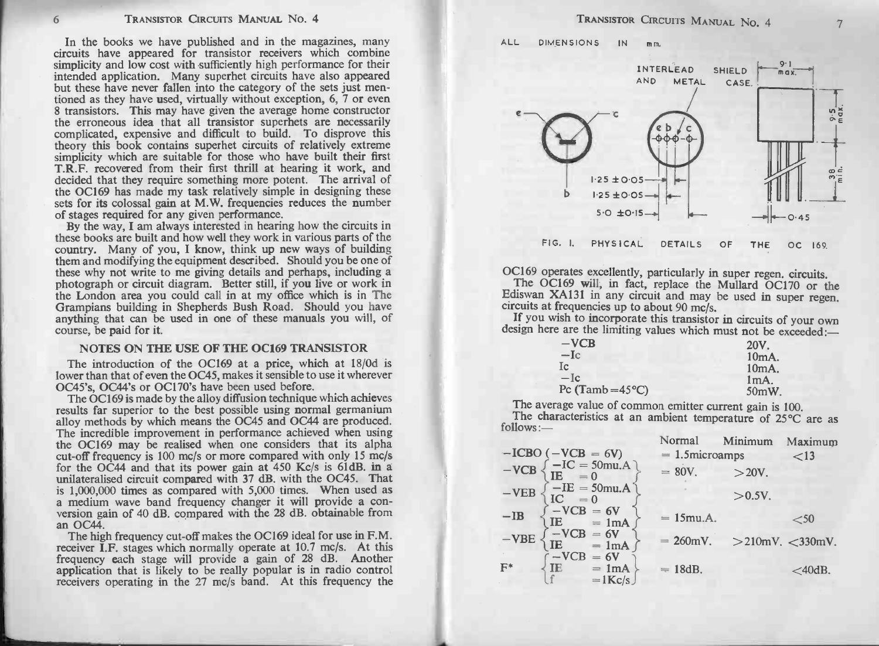In the books we have published and in the magazines, many circuits have appeared for transistor receivers which combine simplicity and low cost with sufficiently high performance for their intended application. Many superhet circuits have also appeared but these have never fallen into the category of the sets just mentioned as they have used, virtually without exception, 6, 7 or even 8 transistors. This may have given the average home constructor the erroneous idea that all transistor superhets are necessarily complicated, expensive and difficult to build. To disprove this theory this book contains superhet circuits of relatively extreme simplicity which are suitable for those who have built their first T.R.F. recovered from their first thrill at hearing it work, and decided that they require something more potent. The arrival of the OC169 has made my task relatively simple in designing these sets for its colossal gain at M.W. frequencies reduces the number of stages required for any given performance.

By the way, I am always interested in hearing how the circuits in these books are built and how well they work in various parts of the country. Many of you, I know, think up new ways of building them and modifying the equipment described. Should you be one of these why not write to me giving details and perhaps, including a photograph or circuit diagram. Better still, if you live or work in the London area you could call in at my office which is in The Grampians building in Shepherds Bush Road. Should you have anything that can be used in one of these manuals you will, of course, be paid for it.

## NOTES ON THE USE OF THE OC169 TRANSISTOR

The introduction of the OC169 at a price, which at 18/0d is lower than that of even the OC45, makes it sensible to use it wherever OC45's, OC44's or OC170's have been used before.

The OC169 is made by the alloy diffusion technique which achieves results far superior to the best possible using normal germanium alloy methods by which means the OC45 and OC44 are produced. The incredible improvement in performance achieved when using the OC169 may be realised when one considers that its alpha cut-off frequency is 100 mc/s or more compared with only 15 mc/s for the OC44 and that its power gain at 450 Kc/s is 61dB. in a unilateralised circuit compared with 37 dB. with the OC45. That is 1,000,000 times as compared with 5,000 times. When used as a medium wave band frequency changer it will provide a conversion gain of 40 dB. compared with the 28 dB. obtainable from an OC44.

The high frequency cut-off makes the OC169 ideal for use in F.M. receiver I.F. stages which normally operate at 10.7 mc/s. At this frequency each stage will provide a gain of 28 dB. Another application that is likely to be really popular is in radio control receivers operating in the 27 mc/s band. At this frequency the OC169 operates excellently, particularly in super regen. circuits.

ALL DIMENSIONS IN mm.

INTERLEAD SHIELD AND METAL CASE.

e b c — 1·25 ±0·05 — 1·25 ±0·05 — 5·0 ±0·15 — 9·1 max. — 9·5 max. — 38 min. — 0·45

FIG. 1. PHYSICAL DETAILS OF THE OC 169.

The OC169 will, in fact, replace the Mullard OC170 or the Ediswan XA131 in any circuit and may be used in super regen. circuits at frequencies up to about 90 mc/s.

If you wish to incorporate this transistor in circuits of your own design here are the limiting values which must not be exceeded:—

| | |
|---|---|
| $-V_{CB}$ | 20V. |
| $-I_c$ | 10mA. |
| $I_c$ | 10mA. |
| $-I_c$ | 1mA. |
| $P_c$ (Tamb = 45°C) | 50mW. |

The average value of common emitter current gain is 100.

The characteristics at an ambient temperature of 25°C are as follows:—

| | Conditions | Normal | Minimum | Maximum |
|---|---|---|---|---|
| $-I_{CBO}$ | $(-V_{CB} = 6V)$ | = 1.5microamps | | <13 |
| $-V_{CB}$ | $-I_C$ = 50mu.A, $I_E$ = 0 | = 80V. | >20V. | |
| $-V_{EB}$ | $-I_E$ = 50mu.A, $I_C$ = 0 | | >0.5V. | |
| $-I_B$ | $-V_{CB}$ = 6V, $I_E$ = 1mA | = 15mu.A. | | <50 |
| $-V_{BE}$ | $-V_{CB}$ = 6V, $I_E$ = 1mA | = 260mV. | >210mV. | <330mV. |
| F* | $-V_{CB}$ = 6V, $I_E$ = 1mA, f = 1Kc/s | = 18dB. | | <40dB. |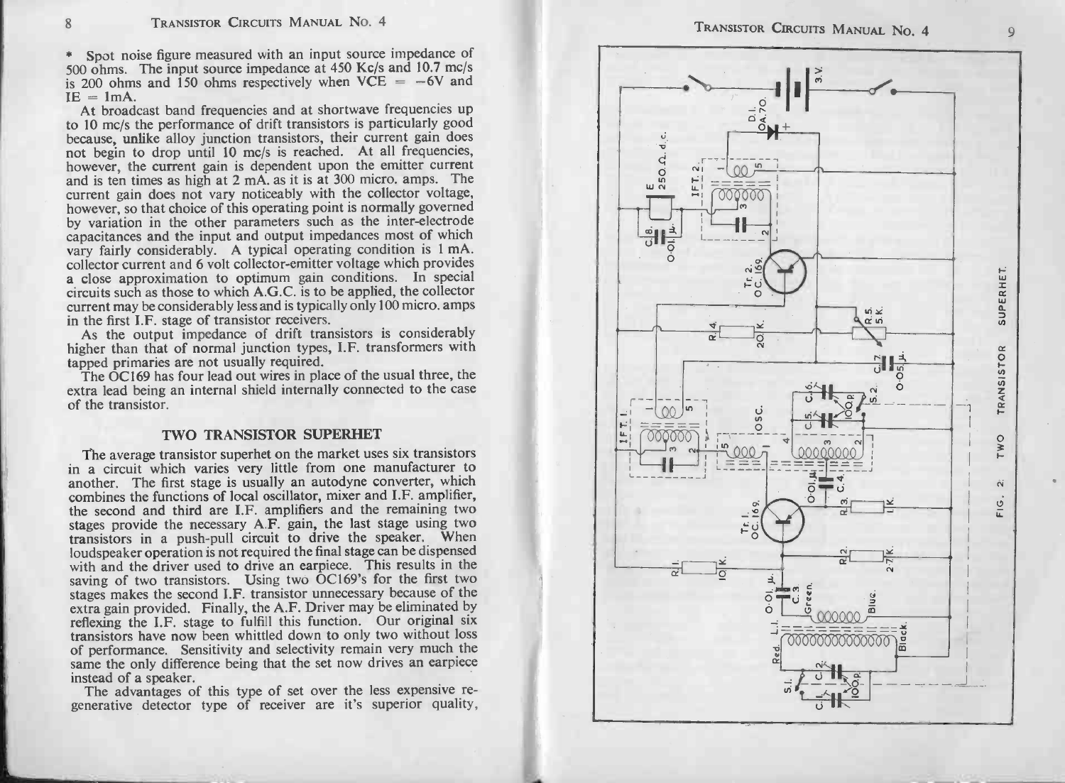* Spot noise figure measured with an input source impedance of 500 ohms. The input source impedance at 450 Kc/s and 10.7 mc/s is 200 ohms and 150 ohms respectively when VCE = −6V and IE = 1mA.

At broadcast band frequencies and at shortwave frequencies up to 10 mc/s the performance of drift transistors is particularly good because, unlike alloy junction transistors, their current gain does not begin to drop until 10 mc/s is reached. At all frequencies, however, the current gain is dependent upon the emitter current and is ten times as high at 2 mA. as it is at 300 micro. amps. The current gain does not vary noticeably with the collector voltage, however, so that choice of this operating point is normally governed by variation in the other parameters such as the inter-electrode capacitances and the input and output impedances most of which vary fairly considerably. A typical operating condition is 1 mA. collector current and 6 volt collector-emitter voltage which provides a close approximation to optimum gain conditions. In special circuits such as those to which A.G.C. is to be applied, the collector current may be considerably less and is typically only 100 micro. amps in the first I.F. stage of transistor receivers.

As the output impedance of drift transistors is considerably higher than that of normal junction types, I.F. transformers with tapped primaries are not usually required.

The OC169 has four lead out wires in place of the usual three, the extra lead being an internal shield internally connected to the case of the transistor.

## TWO TRANSISTOR SUPERHET

The average transistor superhet on the market uses six transistors in a circuit which varies very little from one manufacturer to another. The first stage is usually an autodyne converter, which combines the functions of local oscillator, mixer and I.F. amplifier, the second and third are I.F. amplifiers and the remaining two stages provide the necessary A.F. gain, the last stage using two transistors in a push-pull circuit to drive the speaker. When loudspeaker operation is not required the final stage can be dispensed with and the driver used to drive an earpiece. This results in the saving of two transistors. Using two OC169's for the first two stages makes the second I.F. transistor unnecessary because of the extra gain provided. Finally, the A.F. Driver may be eliminated by reflexing the I.F. stage to fulfill this function. Our original six transistors have now been whittled down to only two without loss of performance. Sensitivity and selectivity remain very much the same the only difference being that the set now drives an earpiece instead of a speaker.

The advantages of this type of set over the less expensive regenerative detector type of receiver are it's superior quality,

FIG. 2: TWO TRANSISTOR SUPERHET.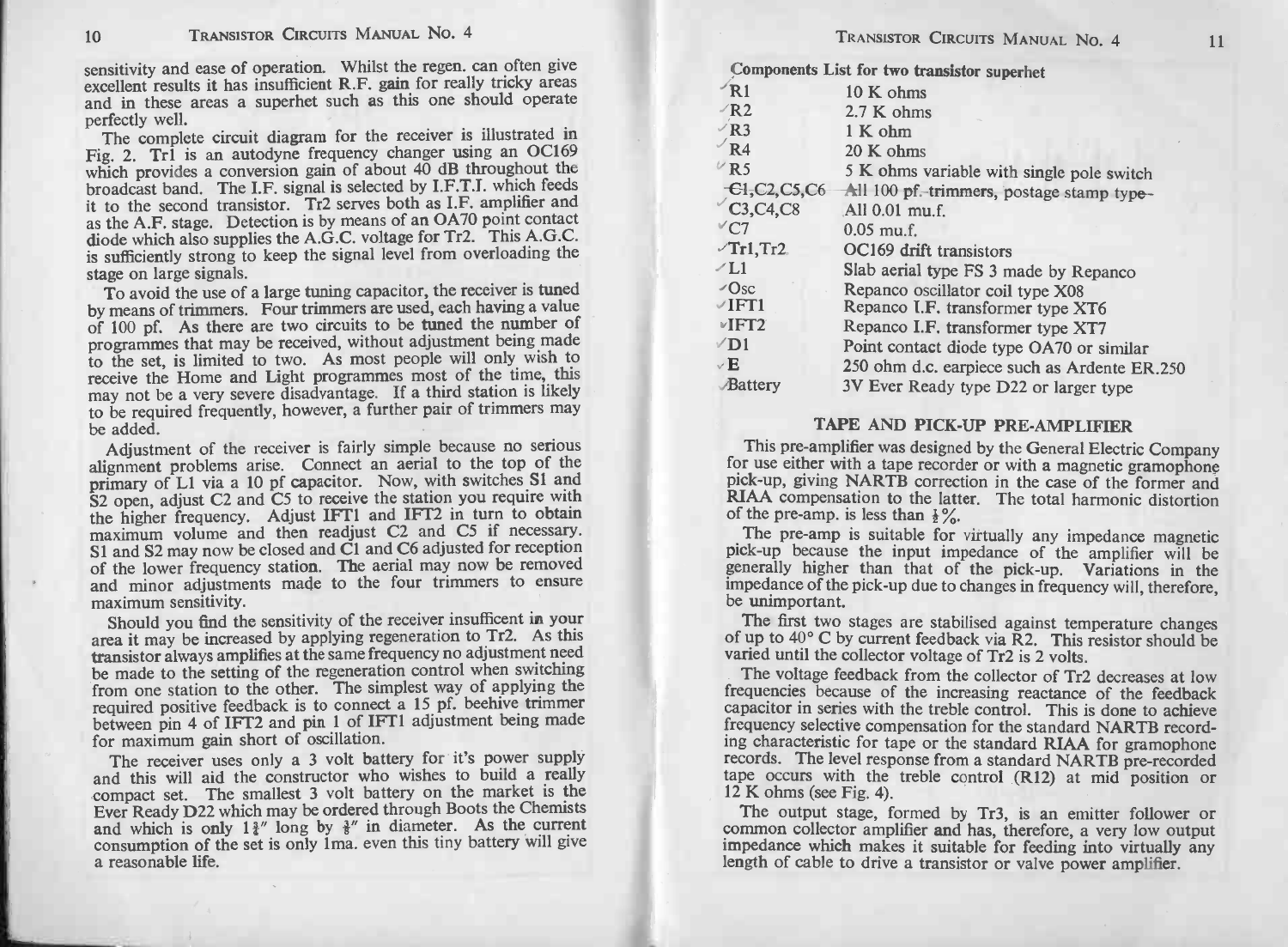sensitivity and ease of operation. Whilst the regen. can often give excellent results it has insufficient R.F. gain for really tricky areas and in these areas a superhet such as this one should operate perfectly well.

The complete circuit diagram for the receiver is illustrated in Fig. 2. Tr1 is an autodyne frequency changer using an OC169 which provides a conversion gain of about 40 dB throughout the broadcast band. The I.F. signal is selected by I.F.T.I. which feeds it to the second transistor. Tr2 serves both as I.F. amplifier and as the A.F. stage. Detection is by means of an OA70 point contact diode which also supplies the A.G.C. voltage for Tr2. This A.G.C. is sufficiently strong to keep the signal level from overloading the stage on large signals.

To avoid the use of a large tuning capacitor, the receiver is tuned by means of trimmers. Four trimmers are used, each having a value of 100 pf. As there are two circuits to be tuned the number of programmes that may be received, without adjustment being made to the set, is limited to two. As most people will only wish to receive the Home and Light programmes most of the time, this may not be a very severe disadvantage. If a third station is likely to be required frequently, however, a further pair of trimmers may be added.

Adjustment of the receiver is fairly simple because no serious alignment problems arise. Connect an aerial to the top of the primary of L1 via a 10 pf capacitor. Now, with switches S1 and S2 open, adjust C2 and C5 to receive the station you require with the higher frequency. Adjust IFT1 and IFT2 in turn to obtain maximum volume and then readjust C2 and C5 if necessary. S1 and S2 may now be closed and C1 and C6 adjusted for reception of the lower frequency station. The aerial may now be removed and minor adjustments made to the four trimmers to ensure maximum sensitivity.

Should you find the sensitivity of the receiver insufficent in your area it may be increased by applying regeneration to Tr2. As this transistor always amplifies at the same frequency no adjustment need be made to the setting of the regeneration control when switching from one station to the other. The simplest way of applying the required positive feedback is to connect a 15 pf. beehive trimmer between pin 4 of IFT2 and pin 1 of IFT1 adjustment being made for maximum gain short of oscillation.

The receiver uses only a 3 volt battery for it's power supply and this will aid the constructor who wishes to build a really compact set. The smallest 3 volt battery on the market is the Ever Ready D22 which may be ordered through Boots the Chemists and which is only 1¾" long by ⅝" in diameter. As the current consumption of the set is only 1ma. even this tiny battery will give a reasonable life.

**Components List for two transistor superhet**

| | |
|---|---|
| R1 | 10 K ohms |
| R2 | 2.7 K ohms |
| R3 | 1 K ohm |
| R4 | 20 K ohms |
| R5 | 5 K ohms variable with single pole switch |
| C1,C2,C5,C6 | All 100 pf. trimmers, postage stamp type |
| C3,C4,C8 | All 0.01 mu.f. |
| C7 | 0.05 mu.f. |
| Tr1,Tr2 | OC169 drift transistors |
| L1 | Slab aerial type FS 3 made by Repanco |
| Osc | Repanco oscillator coil type X08 |
| IFT1 | Repanco I.F. transformer type XT6 |
| IFT2 | Repanco I.F. transformer type XT7 |
| D1 | Point contact diode type OA70 or similar |
| E | 250 ohm d.c. earpiece such as Ardente ER.250 |
| Battery | 3V Ever Ready type D22 or larger type |

## TAPE AND PICK-UP PRE-AMPLIFIER

This pre-amplifier was designed by the General Electric Company for use either with a tape recorder or with a magnetic gramophone pick-up, giving NARTB correction in the case of the former and RIAA compensation to the latter. The total harmonic distortion of the pre-amp. is less than ½%.

The pre-amp is suitable for virtually any impedance magnetic pick-up because the input impedance of the amplifier will be generally higher than that of the pick-up. Variations in the impedance of the pick-up due to changes in frequency will, therefore, be unimportant.

The first two stages are stabilised against temperature changes of up to 40° C by current feedback via R2. This resistor should be varied until the collector voltage of Tr2 is 2 volts.

The voltage feedback from the collector of Tr2 decreases at low frequencies because of the increasing reactance of the feedback capacitor in series with the treble control. This is done to achieve frequency selective compensation for the standard NARTB recording characteristic for tape or the standard RIAA for gramophone records. The level response from a standard NARTB pre-recorded tape occurs with the treble control (R12) at mid position or 12 K ohms (see Fig. 4).

The output stage, formed by Tr3, is an emitter follower or common collector amplifier and has, therefore, a very low output impedance which makes it suitable for feeding into virtually any length of cable to drive a transistor or valve power amplifier.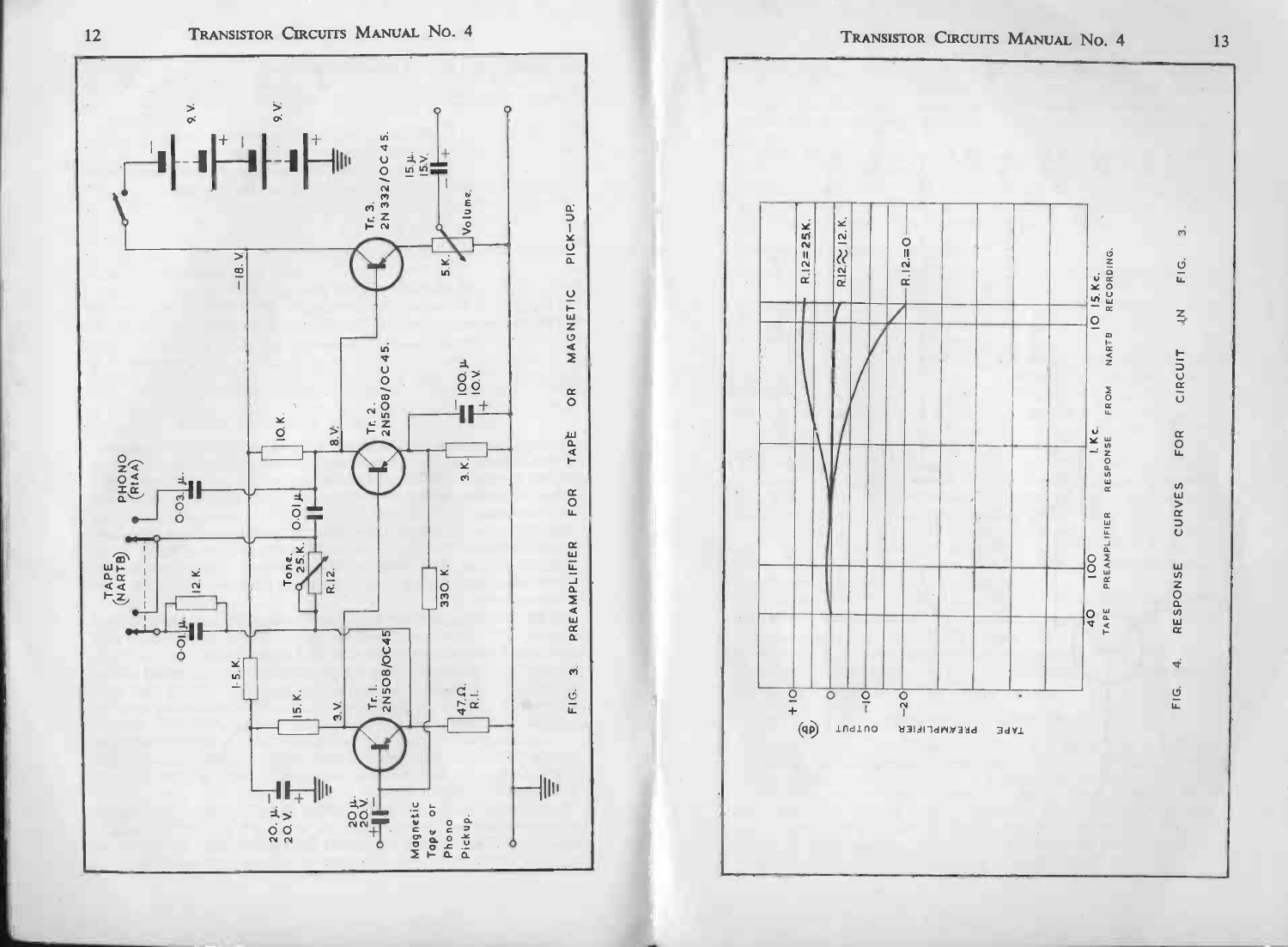FIG. 3. PREAMPLIFIER FOR TAPE OR MAGNETIC PICK-UP.

FIG. 4. RESPONSE CURVES FOR CIRCUIT IN FIG. 3.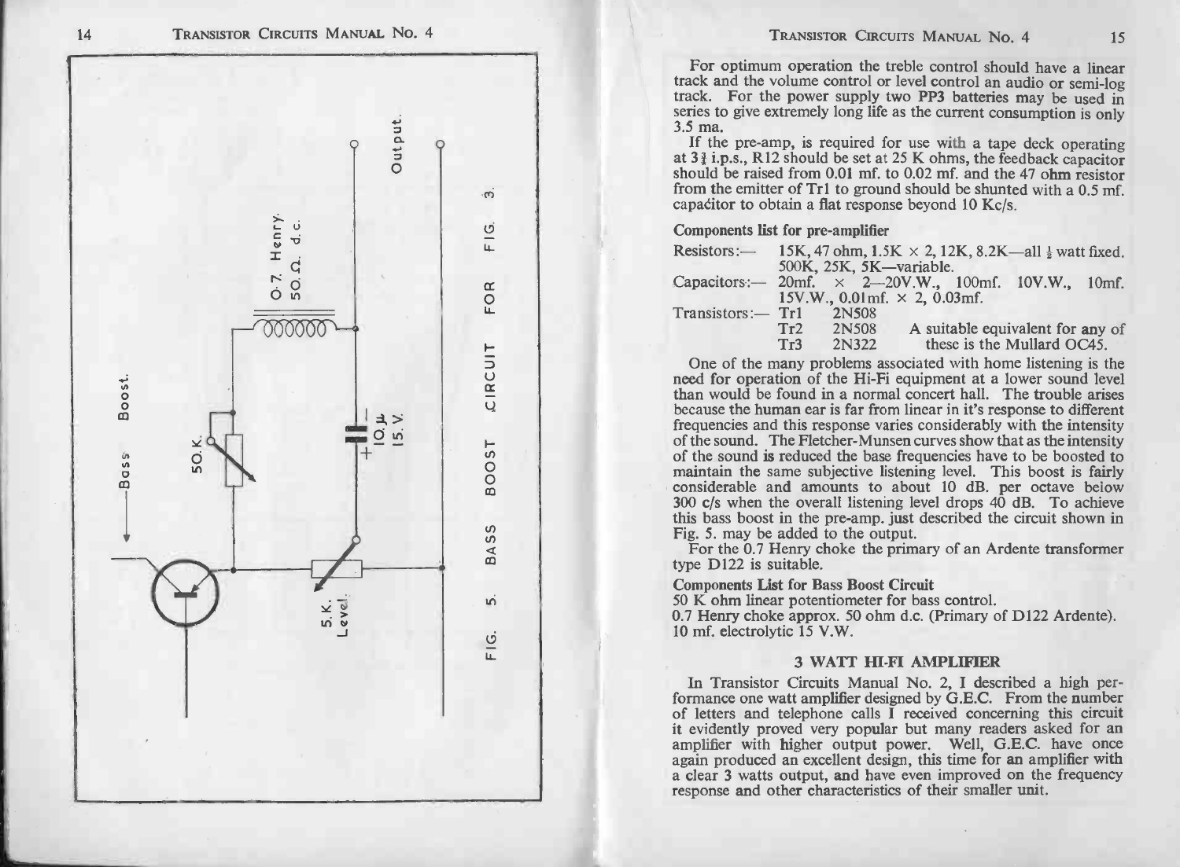FIG. 5. BASS BOOST CIRCUIT FOR FIG. 3.

For optimum operation the treble control should have a linear track and the volume control or level control an audio or semi-log track. For the power supply two PP3 batteries may be used in series to give extremely long life as the current consumption is only 3.5 ma.

If the pre-amp, is required for use with a tape deck operating at 3¾ i.p.s., R12 should be set at 25 K ohms, the feedback capacitor should be raised from 0.01 mf. to 0.02 mf. and the 47 ohm resistor from the emitter of Tr1 to ground should be shunted with a 0.5 mf. capacitor to obtain a flat response beyond 10 Kc/s.

**Components list for pre-amplifier**

Resistors:— 15K, 47 ohm, 1.5K × 2, 12K, 8.2K—all ½ watt fixed. 500K, 25K, 5K—variable.

Capacitors:— 20mf. × 2—20V.W., 100mf. 10V.W., 10mf. 15V.W., 0.01mf. × 2, 0.03mf.

Transistors:— Tr1 2N508
Tr2 2N508
Tr3 2N322
A suitable equivalent for any of these is the Mullard OC45.

One of the many problems associated with home listening is the need for operation of the Hi-Fi equipment at a lower sound level than would be found in a normal concert hall. The trouble arises because the human ear is far from linear in it's response to different frequencies and this response varies considerably with the intensity of the sound. The Fletcher-Munsen curves show that as the intensity of the sound is reduced the base frequencies have to be boosted to maintain the same subjective listening level. This boost is fairly considerable and amounts to about 10 dB. per octave below 300 c/s when the overall listening level drops 40 dB. To achieve this bass boost in the pre-amp. just described the circuit shown in Fig. 5. may be added to the output.

For the 0.7 Henry choke the primary of an Ardente transformer type D122 is suitable.

**Components List for Bass Boost Circuit**

50 K ohm linear potentiometer for bass control.
0.7 Henry choke approx. 50 ohm d.c. (Primary of D122 Ardente).
10 mf. electrolytic 15 V.W.

## 3 WATT HI-FI AMPLIFIER

In Transistor Circuits Manual No. 2, I described a high performance one watt amplifier designed by G.E.C. From the number of letters and telephone calls I received concerning this circuit it evidently proved very popular but many readers asked for an amplifier with higher output power. Well, G.E.C. have once again produced an excellent design, this time for an amplifier with a clear 3 watts output, and have even improved on the frequency response and other characteristics of their smaller unit.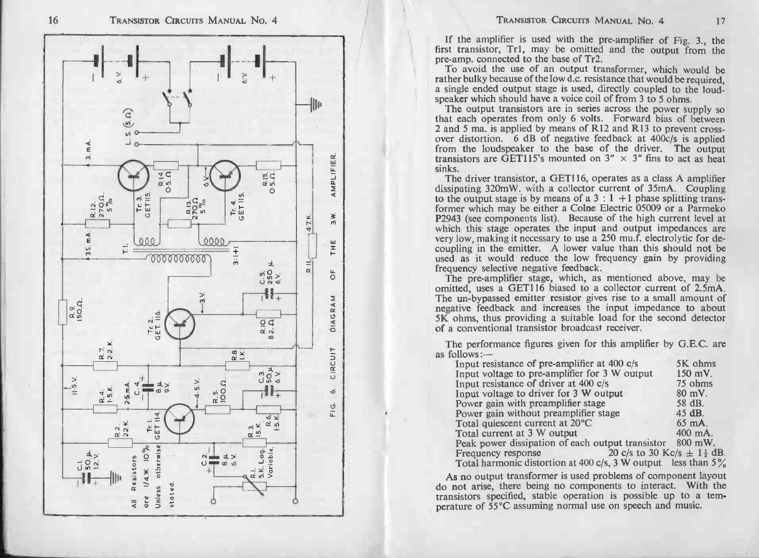FIG. 6. CIRCUIT DIAGRAM OF THE 3.W. AMPLIFIER.

All Resistors are 1/4.W. 10% Unless otherwise stated.

If the amplifier is used with the pre-amplifier of Fig. 3., the first transistor, Tr1, may be omitted and the output from the pre-amp. connected to the base of Tr2.

To avoid the use of an output transformer, which would be rather bulky because of the low d.c. resistance that would be required, a single ended output stage is used, directly coupled to the loudspeaker which should have a voice coil of from 3 to 5 ohms.

The output transistors are in series across the power supply so that each operates from only 6 volts. Forward bias of between 2 and 5 ma. is applied by means of R12 and R13 to prevent crossover distortion. 6 dB of negative feedback at 400c/s is applied from the loudspeaker to the base of the driver. The output transistors are GET115's mounted on 3" × 3" fins to act as heat sinks.

The driver transistor, a GET116, operates as a class A amplifier dissipating 320mW. with a collector current of 35mA. Coupling to the output stage is by means of a 3 : 1 +1 phase splitting transformer which may be either a Colne Electric 05009 or a Parmeko P2943 (see components list). Because of the high current level at which this stage operates the input and output impedances are very low, making it necessary to use a 250 mu.f. electrolytic for decoupling in the emitter. A lower value than this should not be used as it would reduce the low frequency gain by providing frequency selective negative feedback.

The pre-amplifier stage, which, as mentioned above, may be omitted, uses a GET116 biased to a collector current of 2.5mA. The un-bypassed emitter resistor gives rise to a small amount of negative feedback and increases the input impedance to about 5K ohms, thus providing a suitable load for the second detector of a conventional transistor broadcast receiver.

The performance figures given for this amplifier by G.E.C. are as follows:—

| | |
|---|---|
| Input resistance of pre-amplifier at 400 c/s | 5K ohms |
| Input voltage to pre-amplifier for 3 W output | 150 mV. |
| Input resistance of driver at 400 c/s | 75 ohms |
| Input voltage to driver for 3 W output | 80 mV. |
| Power gain with preamplifier stage | 58 dB. |
| Power gain without preamplifier stage | 45 dB. |
| Total quiescent current at 20°C | 65 mA. |
| Total current at 3 W output | 400 mA. |
| Peak power dissipation of each output transistor | 800 mW. |
| Frequency response | 20 c/s to 30 Kc/s ± 1½ dB. |
| Total harmonic distortion at 400 c/s, 3 W output | less than 5% |

As no output transformer is used problems of component layout do not arise, there being no components to interact. With the transistors specified, stable operation is possible up to a temperature of 55°C assuming normal use on speech and music.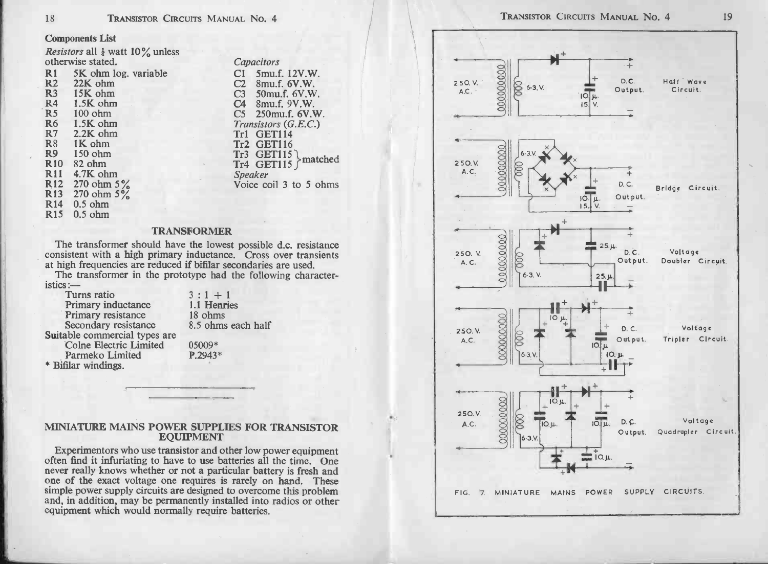**Components List**

*Resistors* all ½ watt 10% unless otherwise stated.

R1 5K ohm log. variable
R2 22K ohm
R3 15K ohm
R4 1.5K ohm
R5 100 ohm
R6 1.5K ohm
R7 2.2K ohm
R8 1K ohm
R9 150 ohm
R10 82 ohm
R11 4.7K ohm
R12 270 ohm 5%
R13 270 ohm 5%
R14 0.5 ohm
R15 0.5 ohm

*Capacitors*
C1 5mu.f. 12V.W.
C2 8mu.f. 6V.W.
C3 50mu.f. 6V.W.
C4 8mu.f. 9V.W.
C5 250mu.f. 6V.W.

*Transistors (G.E.C.)*
Tr1 GET114
Tr2 GET116
Tr3 GET115 } matched
Tr4 GET115 }

*Speaker*
Voice coil 3 to 5 ohms

## TRANSFORMER

The transformer should have the lowest possible d.c. resistance consistent with a high primary inductance. Cross over transients at high frequencies are reduced if bifilar secondaries are used.

The transformer in the prototype had the following characteristics:—

| | |
|---|---|
| Turns ratio | 3 : 1 + 1 |
| Primary inductance | 1.1 Henries |
| Primary resistance | 18 ohms |
| Secondary resistance | 8.5 ohms each half |

Suitable commercial types are

| | |
|---|---|
| Colne Electric Limited | 05009* |
| Parmeko Limited | P.2943* |

\* Bifilar windings.

## MINIATURE MAINS POWER SUPPLIES FOR TRANSISTOR EQUIPMENT

Experimentors who use transistor and other low power equipment often find it infuriating to have to use batteries all the time. One never really knows whether or not a particular battery is fresh and one of the exact voltage one requires is rarely on hand. These simple power supply circuits are designed to overcome this problem and, in addition, may be permanently installed into radios or other equipment which would normally require batteries.

Half Wave Circuit. Bridge Circuit. Voltage Doubler Circuit. Voltage Tripler Circuit. Voltage Quadrupler Circuit.

FIG. 7. MINIATURE MAINS POWER SUPPLY CIRCUITS.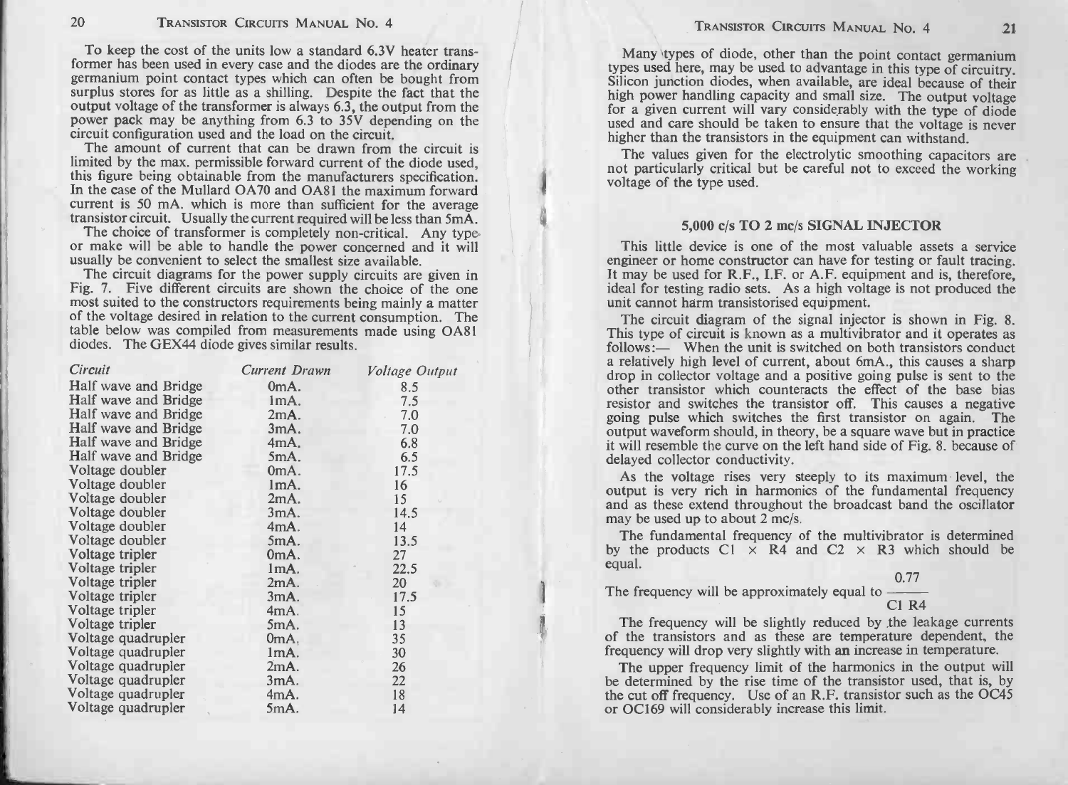To keep the cost of the units low a standard 6.3V heater transformer has been used in every case and the diodes are the ordinary germanium point contact types which can often be bought from surplus stores for as little as a shilling. Despite the fact that the output voltage of the transformer is always 6.3, the output from the power pack may be anything from 6.3 to 35V depending on the circuit configuration used and the load on the circuit.

The amount of current that can be drawn from the circuit is limited by the max. permissible forward current of the diode used, this figure being obtainable from the manufacturers specification. In the case of the Mullard OA70 and OA81 the maximum forward current is 50 mA. which is more than sufficient for the average transistor circuit. Usually the current required will be less than 5mA.

The choice of transformer is completely non-critical. Any type or make will be able to handle the power concerned and it will usually be convenient to select the smallest size available.

The circuit diagrams for the power supply circuits are given in Fig. 7. Five different circuits are shown the choice of the one most suited to the constructors requirements being mainly a matter of the voltage desired in relation to the current consumption. The table below was compiled from measurements made using OA81 diodes. The GEX44 diode gives similar results.

| *Circuit* | *Current Drawn* | *Voltage Output* |
|---|---|---|
| Half wave and Bridge | 0mA. | 8.5 |
| Half wave and Bridge | 1mA. | 7.5 |
| Half wave and Bridge | 2mA. | 7.0 |
| Half wave and Bridge | 3mA. | 7.0 |
| Half wave and Bridge | 4mA. | 6.8 |
| Half wave and Bridge | 5mA. | 6.5 |
| Voltage doubler | 0mA. | 17.5 |
| Voltage doubler | 1mA. | 16 |
| Voltage doubler | 2mA. | 15 |
| Voltage doubler | 3mA. | 14.5 |
| Voltage doubler | 4mA. | 14 |
| Voltage doubler | 5mA. | 13.5 |
| Voltage tripler | 0mA. | 27 |
| Voltage tripler | 1mA. | 22.5 |
| Voltage tripler | 2mA. | 20 |
| Voltage tripler | 3mA. | 17.5 |
| Voltage tripler | 4mA. | 15 |
| Voltage tripler | 5mA. | 13 |
| Voltage quadrupler | 0mA. | 35 |
| Voltage quadrupler | 1mA. | 30 |
| Voltage quadrupler | 2mA. | 26 |
| Voltage quadrupler | 3mA. | 22 |
| Voltage quadrupler | 4mA. | 18 |
| Voltage quadrupler | 5mA. | 14 |

Many types of diode, other than the point contact germanium types used here, may be used to advantage in this type of circuitry. Silicon junction diodes, when available, are ideal because of their high power handling capacity and small size. The output voltage for a given current will vary considerably with the type of diode used and care should be taken to ensure that the voltage is never higher than the transistors in the equipment can withstand.

The values given for the electrolytic smoothing capacitors are not particularly critical but be careful not to exceed the working voltage of the type used.

## 5,000 c/s TO 2 mc/s SIGNAL INJECTOR

This little device is one of the most valuable assets a service engineer or home constructor can have for testing or fault tracing. It may be used for R.F., I.F. or A.F. equipment and is, therefore, ideal for testing radio sets. As a high voltage is not produced the unit cannot harm transistorised equipment.

The circuit diagram of the signal injector is shown in Fig. 8. This type of circuit is known as a multivibrator and it operates as follows:— When the unit is switched on both transistors conduct a relatively high level of current, about 6mA., this causes a sharp drop in collector voltage and a positive going pulse is sent to the other transistor which counteracts the effect of the base bias resistor and switches the transistor off. This causes a negative going pulse which switches the first transistor on again. The output waveform should, in theory, be a square wave but in practice it will resemble the curve on the left hand side of Fig. 8. because of delayed collector conductivity.

As the voltage rises very steeply to its maximum level, the output is very rich in harmonics of the fundamental frequency and as these extend throughout the broadcast band the oscillator may be used up to about 2 mc/s.

The fundamental frequency of the multivibrator is determined by the products C1 × R4 and C2 × R3 which should be equal.

The frequency will be approximately equal to $\dfrac{0.77}{C1\ R4}$

The frequency will be slightly reduced by the leakage currents of the transistors and as these are temperature dependent, the frequency will drop very slightly with an increase in temperature.

The upper frequency limit of the harmonics in the output will be determined by the rise time of the transistor used, that is, by the cut off frequency. Use of an R.F. transistor such as the OC45 or OC169 will considerably increase this limit.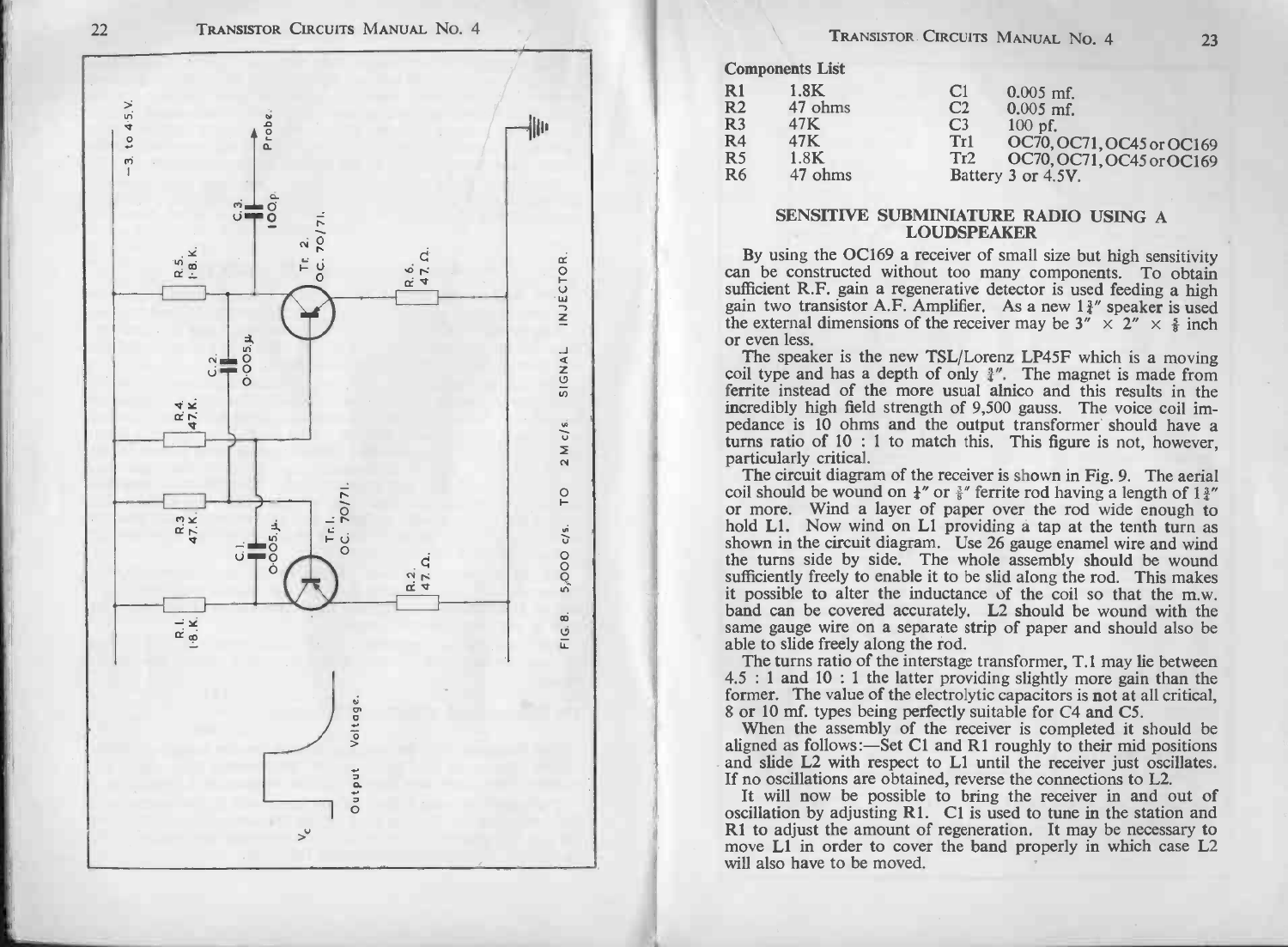FIG. 8. 5,000 c/s. TO 2 Mc/s SIGNAL INJECTOR.

**Components List**

| | | | |
|---|---|---|---|
| R1 | 1.8K | C1 | 0.005 mf. |
| R2 | 47 ohms | C2 | 0.005 mf. |
| R3 | 47K | C3 | 100 pf. |
| R4 | 47K | Tr1 | OC70, OC71, OC45 or OC169 |
| R5 | 1.8K | Tr2 | OC70, OC71, OC45 or OC169 |
| R6 | 47 ohms | Battery 3 or 4.5V. | |

## SENSITIVE SUBMINIATURE RADIO USING A LOUDSPEAKER

By using the OC169 a receiver of small size but high sensitivity can be constructed without too many components. To obtain sufficient R.F. gain a regenerative detector is used feeding a high gain two transistor A.F. Amplifier. As a new 1¾" speaker is used the external dimensions of the receiver may be 3" × 2" × ⅝ inch or even less.

The speaker is the new TSL/Lorenz LP45F which is a moving coil type and has a depth of only ⅝". The magnet is made from ferrite instead of the more usual alnico and this results in the incredibly high field strength of 9,500 gauss. The voice coil impedance is 10 ohms and the output transformer should have a turns ratio of 10 : 1 to match this. This figure is not, however, particularly critical.

The circuit diagram of the receiver is shown in Fig. 9. The aerial coil should be wound on ¼" or ⅜" ferrite rod having a length of 1¾" or more. Wind a layer of paper over the rod wide enough to hold L1. Now wind on L1 providing a tap at the tenth turn as shown in the circuit diagram. Use 26 gauge enamel wire and wind the turns side by side. The whole assembly should be wound sufficiently freely to enable it to be slid along the rod. This makes it possible to alter the inductance of the coil so that the m.w. band can be covered accurately. L2 should be wound with the same gauge wire on a separate strip of paper and should also be able to slide freely along the rod.

The turns ratio of the interstage transformer, T.1 may lie between 4.5 : 1 and 10 : 1 the latter providing slightly more gain than the former. The value of the electrolytic capacitors is not at all critical, 8 or 10 mf. types being perfectly suitable for C4 and C5.

When the assembly of the receiver is completed it should be aligned as follows:—Set C1 and R1 roughly to their mid positions and slide L2 with respect to L1 until the receiver just oscillates. If no oscillations are obtained, reverse the connections to L2.

It will now be possible to bring the receiver in and out of oscillation by adjusting R1. C1 is used to tune in the station and R1 to adjust the amount of regeneration. It may be necessary to move L1 in order to cover the band properly in which case L2 will also have to be moved.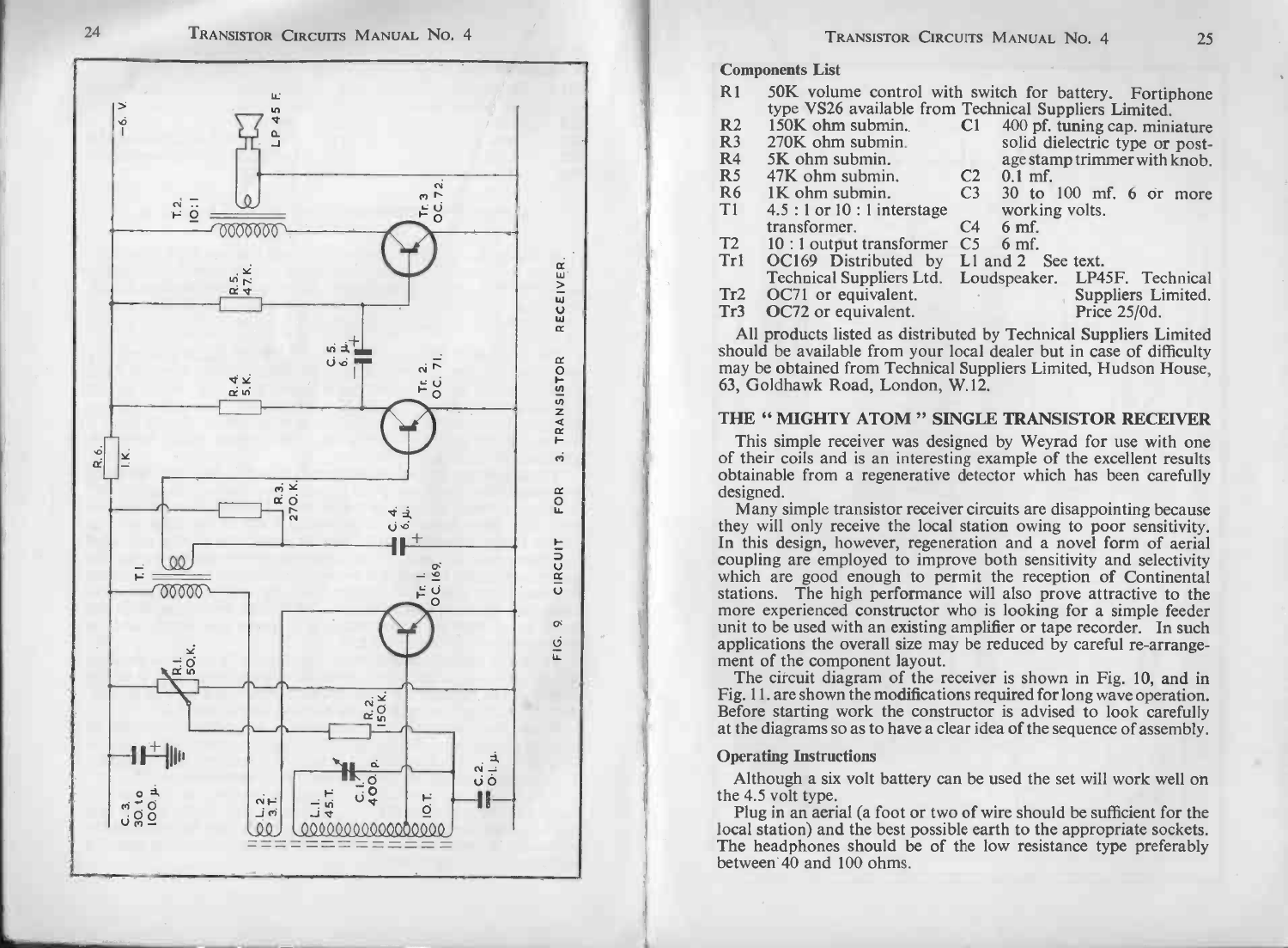FIG. 9 CIRCUIT FOR 3. TRANSISTOR RECEIVER.

**Components List**

| | | | |
|---|---|---|---|
| R1 | 50K volume control with switch for battery. Fortiphone type VS26 available from Technical Suppliers Limited. | | |
| R2 | 150K ohm submin. | C1 | 400 pf. tuning cap. miniature solid dielectric type or postage stamp trimmer with knob. |
| R3 | 270K ohm submin. | | |
| R4 | 5K ohm submin. | | |
| R5 | 47K ohm submin. | C2 | 0.1 mf. |
| R6 | 1K ohm submin. | C3 | 30 to 100 mf. 6 or more working volts. |
| T1 | 4.5 : 1 or 10 : 1 interstage transformer. | C4 | 6 mf. |
| T2 | 10 : 1 output transformer | C5 | 6 mf. |
| Tr1 | OC169 Distributed by Technical Suppliers Ltd. | L1 and 2 | See text. |
| Tr2 | OC71 or equivalent. | Loudspeaker. | LP45F. Technical Suppliers Limited. |
| Tr3 | OC72 or equivalent. | | Price 25/0d. |

All products listed as distributed by Technical Suppliers Limited should be available from your local dealer but in case of difficulty may be obtained from Technical Suppliers Limited, Hudson House, 63, Goldhawk Road, London, W.12.

## THE "MIGHTY ATOM" SINGLE TRANSISTOR RECEIVER

This simple receiver was designed by Weyrad for use with one of their coils and is an interesting example of the excellent results obtainable from a regenerative detector which has been carefully designed.

Many simple transistor receiver circuits are disappointing because they will only receive the local station owing to poor sensitivity. In this design, however, regeneration and a novel form of aerial coupling are employed to improve both sensitivity and selectivity which are good enough to permit the reception of Continental stations. The high performance will also prove attractive to the more experienced constructor who is looking for a simple feeder unit to be used with an existing amplifier or tape recorder. In such applications the overall size may be reduced by careful re-arrangement of the component layout.

The circuit diagram of the receiver is shown in Fig. 10, and in Fig. 11. are shown the modifications required for long wave operation. Before starting work the constructor is advised to look carefully at the diagrams so as to have a clear idea of the sequence of assembly.

### Operating Instructions

Although a six volt battery can be used the set will work well on the 4.5 volt type.

Plug in an aerial (a foot or two of wire should be sufficient for the local station) and the best possible earth to the appropriate sockets. The headphones should be of the low resistance type preferably between 40 and 100 ohms.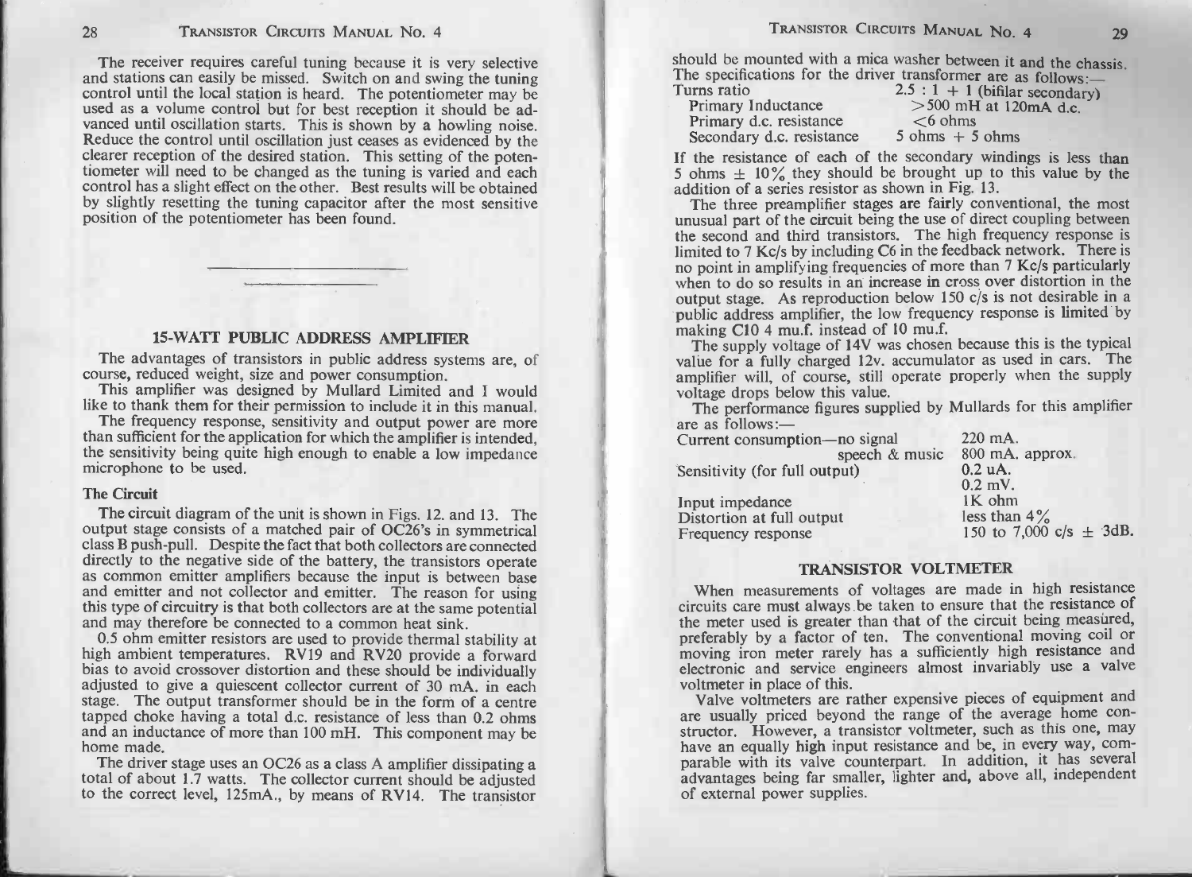The receiver requires careful tuning because it is very selective and stations can easily be missed. Switch on and swing the tuning control until the local station is heard. The potentiometer may be used as a volume control but for best reception it should be advanced until oscillation starts. This is shown by a howling noise. Reduce the control until oscillation just ceases as evidenced by the clearer reception of the desired station. This setting of the potentiometer will need to be changed as the tuning is varied and each control has a slight effect on the other. Best results will be obtained by slightly resetting the tuning capacitor after the most sensitive position of the potentiometer has been found.

---

## 15-WATT PUBLIC ADDRESS AMPLIFIER

The advantages of transistors in public address systems are, of course, reduced weight, size and power consumption.

This amplifier was designed by Mullard Limited and I would like to thank them for their permission to include it in this manual.

The frequency response, sensitivity and output power are more than sufficient for the application for which the amplifier is intended, the sensitivity being quite high enough to enable a low impedance microphone to be used.

### The Circuit

The circuit diagram of the unit is shown in Figs. 12. and 13. The output stage consists of a matched pair of OC26's in symmetrical class B push-pull. Despite the fact that both collectors are connected directly to the negative side of the battery, the transistors operate as common emitter amplifiers because the input is between base and emitter and not collector and emitter. The reason for using this type of circuitry is that both collectors are at the same potential and may therefore be connected to a common heat sink.

0.5 ohm emitter resistors are used to provide thermal stability at high ambient temperatures. RV19 and RV20 provide a forward bias to avoid crossover distortion and these should be individually adjusted to give a quiescent collector current of 30 mA. in each stage. The output transformer should be in the form of a centre tapped choke having a total d.c. resistance of less than 0.2 ohms and an inductance of more than 100 mH. This component may be home made.

The driver stage uses an OC26 as a class A amplifier dissipating a total of about 1.7 watts. The collector current should be adjusted to the correct level, 125mA., by means of RV14. The transistor should be mounted with a mica washer between it and the chassis. The specifications for the driver transformer are as follows:—

| | |
|---|---|
| Turns ratio | 2.5 : 1 + 1 (bifilar secondary) |
| Primary Inductance | >500 mH at 120mA d.c. |
| Primary d.c. resistance | <6 ohms |
| Secondary d.c. resistance | 5 ohms + 5 ohms |

If the resistance of each of the secondary windings is less than 5 ohms ± 10% they should be brought up to this value by the addition of a series resistor as shown in Fig. 13.

The three preamplifier stages are fairly conventional, the most unusual part of the circuit being the use of direct coupling between the second and third transistors. The high frequency response is limited to 7 Kc/s by including C6 in the feedback network. There is no point in amplifying frequencies of more than 7 Kc/s particularly when to do so results in an increase in cross over distortion in the output stage. As reproduction below 150 c/s is not desirable in a public address amplifier, the low frequency response is limited by making C10 4 mu.f. instead of 10 mu.f.

The supply voltage of 14V was chosen because this is the typical value for a fully charged 12v. accumulator as used in cars. The amplifier will, of course, still operate properly when the supply voltage drops below this value.

The performance figures supplied by Mullards for this amplifier are as follows:—

| | |
|---|---|
| Current consumption—no signal | 220 mA. |
| speech & music | 800 mA. approx. |
| Sensitivity (for full output) | 0.2 uA. |
| | 0.2 mV. |
| Input impedance | 1K ohm |
| Distortion at full output | less than 4% |
| Frequency response | 150 to 7,000 c/s ± 3dB. |

## TRANSISTOR VOLTMETER

When measurements of voltages are made in high resistance circuits care must always be taken to ensure that the resistance of the meter used is greater than that of the circuit being measured, preferably by a factor of ten. The conventional moving coil or moving iron meter rarely has a sufficiently high resistance and electronic and service engineers almost invariably use a valve voltmeter in place of this.

Valve voltmeters are rather expensive pieces of equipment and are usually priced beyond the range of the average home constructor. However, a transistor voltmeter, such as this one, may have an equally high input resistance and be, in every way, comparable with its valve counterpart. In addition, it has several advantages being far smaller, lighter and, above all, independent of external power supplies.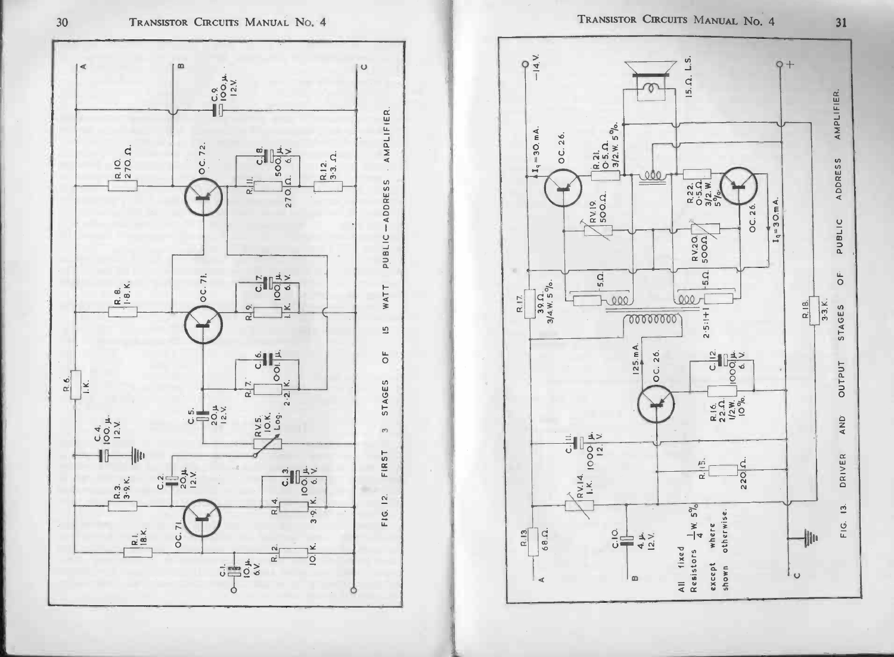FIG. 12. FIRST 3 STAGES OF 15 WATT PUBLIC-ADDRESS AMPLIFIER.

FIG. 13. DRIVER AND OUTPUT STAGES OF PUBLIC ADDRESS AMPLIFIER.

All fixed Resistors $\frac{1}{4}$ W. 5% except where shown otherwise.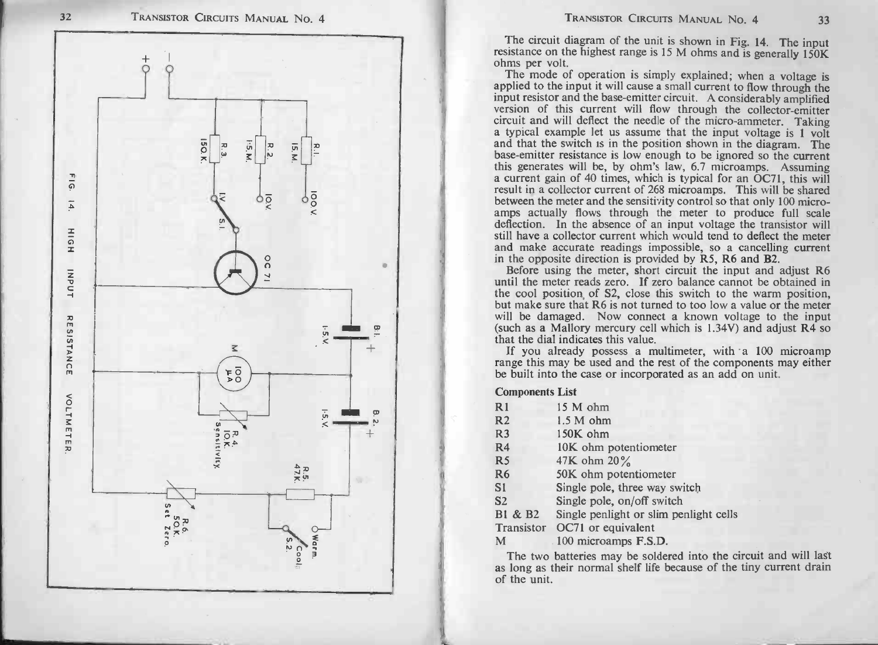FIG. 14. HIGH INPUT RESISTANCE VOLTMETER.

The circuit diagram of the unit is shown in Fig. 14. The input resistance on the highest range is 15 M ohms and is generally 150K ohms per volt.

The mode of operation is simply explained; when a voltage is applied to the input it will cause a small current to flow through the input resistor and the base-emitter circuit. A considerably amplified version of this current will flow through the collector-emitter circuit and will deflect the needle of the micro-ammeter. Taking a typical example let us assume that the input voltage is 1 volt and that the switch is in the position shown in the diagram. The base-emitter resistance is low enough to be ignored so the current this generates will be, by ohm's law, 6.7 microamps. Assuming a current gain of 40 times, which is typical for an OC71, this will result in a collector current of 268 microamps. This will be shared between the meter and the sensitivity control so that only 100 microamps actually flows through the meter to produce full scale deflection. In the absence of an input voltage the transistor will still have a collector current which would tend to deflect the meter and make accurate readings impossible, so a cancelling current in the opposite direction is provided by R5, R6 and B2.

Before using the meter, short circuit the input and adjust R6 until the meter reads zero. If zero balance cannot be obtained in the cool position of S2, close this switch to the warm position, but make sure that R6 is not turned to too low a value or the meter will be damaged. Now connect a known voltage to the input (such as a Mallory mercury cell which is 1.34V) and adjust R4 so that the dial indicates this value.

If you already possess a multimeter, with a 100 microamp range this may be used and the rest of the components may either be built into the case or incorporated as an add on unit.

**Components List**

| | |
|---|---|
| R1 | 15 M ohm |
| R2 | 1.5 M ohm |
| R3 | 150K ohm |
| R4 | 10K ohm potentiometer |
| R5 | 47K ohm 20% |
| R6 | 50K ohm potentiometer |
| S1 | Single pole, three way switch |
| S2 | Single pole, on/off switch |
| B1 & B2 | Single penlight or slim penlight cells |
| Transistor | OC71 or equivalent |
| M | 100 microamps F.S.D. |

The two batteries may be soldered into the circuit and will last as long as their normal shelf life because of the tiny current drain of the unit.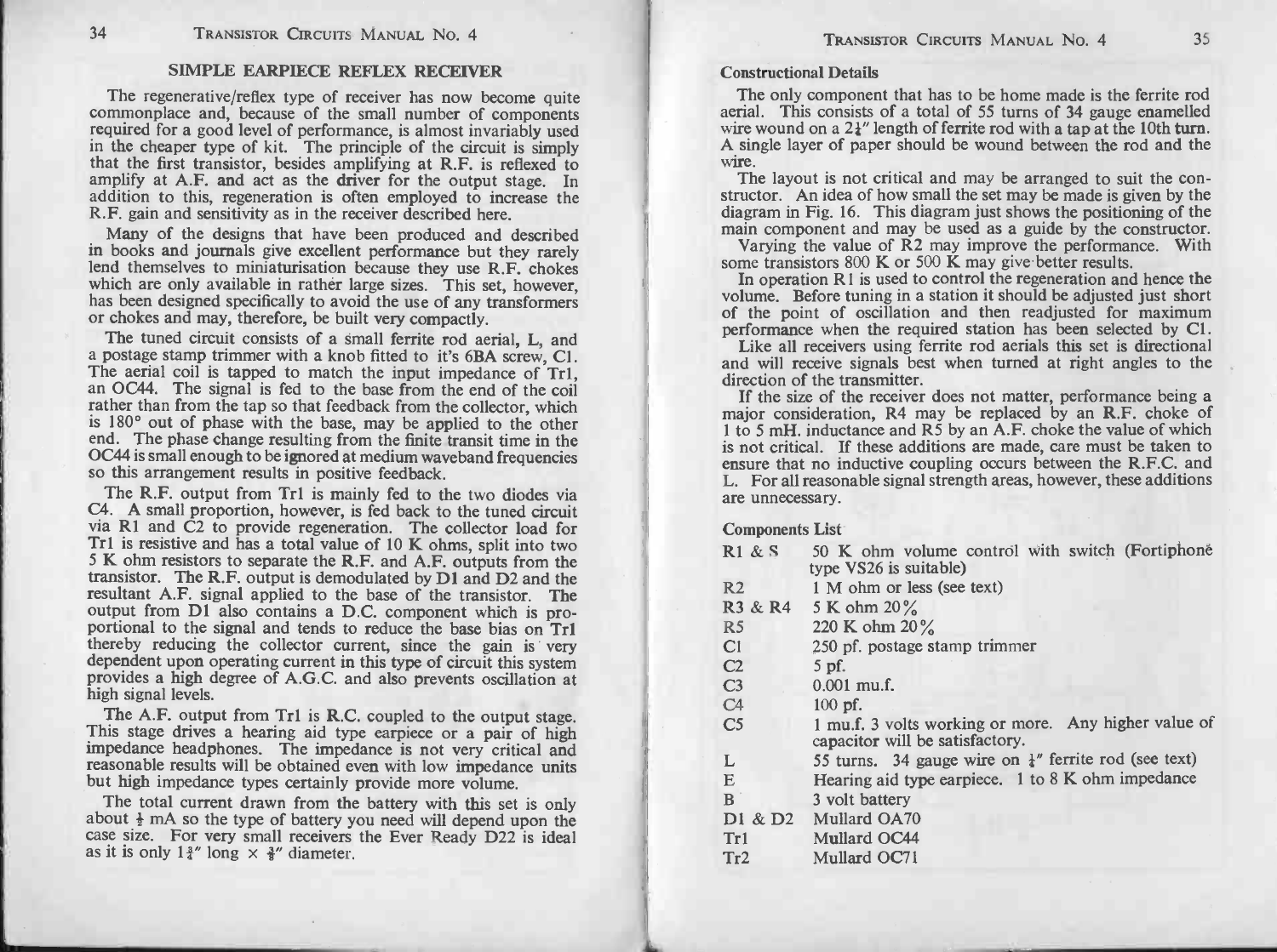## SIMPLE EARPIECE REFLEX RECEIVER

The regenerative/reflex type of receiver has now become quite commonplace and, because of the small number of components required for a good level of performance, is almost invariably used in the cheaper type of kit. The principle of the circuit is simply that the first transistor, besides amplifying at R.F. is reflexed to amplify at A.F. and act as the driver for the output stage. In addition to this, regeneration is often employed to increase the R.F. gain and sensitivity as in the receiver described here.

Many of the designs that have been produced and described in books and journals give excellent performance but they rarely lend themselves to miniaturisation because they use R.F. chokes which are only available in rather large sizes. This set, however, has been designed specifically to avoid the use of any transformers or chokes and may, therefore, be built very compactly.

The tuned circuit consists of a small ferrite rod aerial, L, and a postage stamp trimmer with a knob fitted to it's 6BA screw, C1. The aerial coil is tapped to match the input impedance of Tr1, an OC44. The signal is fed to the base from the end of the coil rather than from the tap so that feedback from the collector, which is 180° out of phase with the base, may be applied to the other end. The phase change resulting from the finite transit time in the OC44 is small enough to be ignored at medium waveband frequencies so this arrangement results in positive feedback.

The R.F. output from Tr1 is mainly fed to the two diodes via C4. A small proportion, however, is fed back to the tuned circuit via R1 and C2 to provide regeneration. The collector load for Tr1 is resistive and has a total value of 10 K ohms, split into two 5 K ohm resistors to separate the R.F. and A.F. outputs from the transistor. The R.F. output is demodulated by D1 and D2 and the resultant A.F. signal applied to the base of the transistor. The output from D1 also contains a D.C. component which is proportional to the signal and tends to reduce the base bias on Tr1 thereby reducing the collector current, since the gain is very dependent upon operating current in this type of circuit this system provides a high degree of A.G.C. and also prevents oscillation at high signal levels.

The A.F. output from Tr1 is R.C. coupled to the output stage. This stage drives a hearing aid type earpiece or a pair of high impedance headphones. The impedance is not very critical and reasonable results will be obtained even with low impedance units but high impedance types certainly provide more volume.

The total current drawn from the battery with this set is only about ½ mA so the type of battery you need will depend upon the case size. For very small receivers the Ever Ready D22 is ideal as it is only 1¾" long × ⅜" diameter.

### Constructional Details

The only component that has to be home made is the ferrite rod aerial. This consists of a total of 55 turns of 34 gauge enamelled wire wound on a 2¼" length of ferrite rod with a tap at the 10th turn. A single layer of paper should be wound between the rod and the wire.

The layout is not critical and may be arranged to suit the constructor. An idea of how small the set may be made is given by the diagram in Fig. 16. This diagram just shows the positioning of the main component and may be used as a guide by the constructor.

Varying the value of R2 may improve the performance. With some transistors 800 K or 500 K may give better results.

In operation R1 is used to control the regeneration and hence the volume. Before tuning in a station it should be adjusted just short of the point of oscillation and then readjusted for maximum performance when the required station has been selected by C1.

Like all receivers using ferrite rod aerials this set is directional and will receive signals best when turned at right angles to the direction of the transmitter.

If the size of the receiver does not matter, performance being a major consideration, R4 may be replaced by an R.F. choke of 1 to 5 mH. inductance and R5 by an A.F. choke the value of which is not critical. If these additions are made, care must be taken to ensure that no inductive coupling occurs between the R.F.C. and L. For all reasonable signal strength areas, however, these additions are unnecessary.

### Components List

| | |
|---|---|
| R1 & S | 50 K ohm volume control with switch (Fortiphone type VS26 is suitable) |
| R2 | 1 M ohm or less (see text) |
| R3 & R4 | 5 K ohm 20% |
| R5 | 220 K ohm 20% |
| C1 | 250 pf. postage stamp trimmer |
| C2 | 5 pf. |
| C3 | 0.001 mu.f. |
| C4 | 100 pf. |
| C5 | 1 mu.f. 3 volts working or more. Any higher value of capacitor will be satisfactory. |
| L | 55 turns. 34 gauge wire on ¼" ferrite rod (see text) |
| E | Hearing aid type earpiece. 1 to 8 K ohm impedance |
| B | 3 volt battery |
| D1 & D2 | Mullard OA70 |
| Tr1 | Mullard OC44 |
| Tr2 | Mullard OC71 |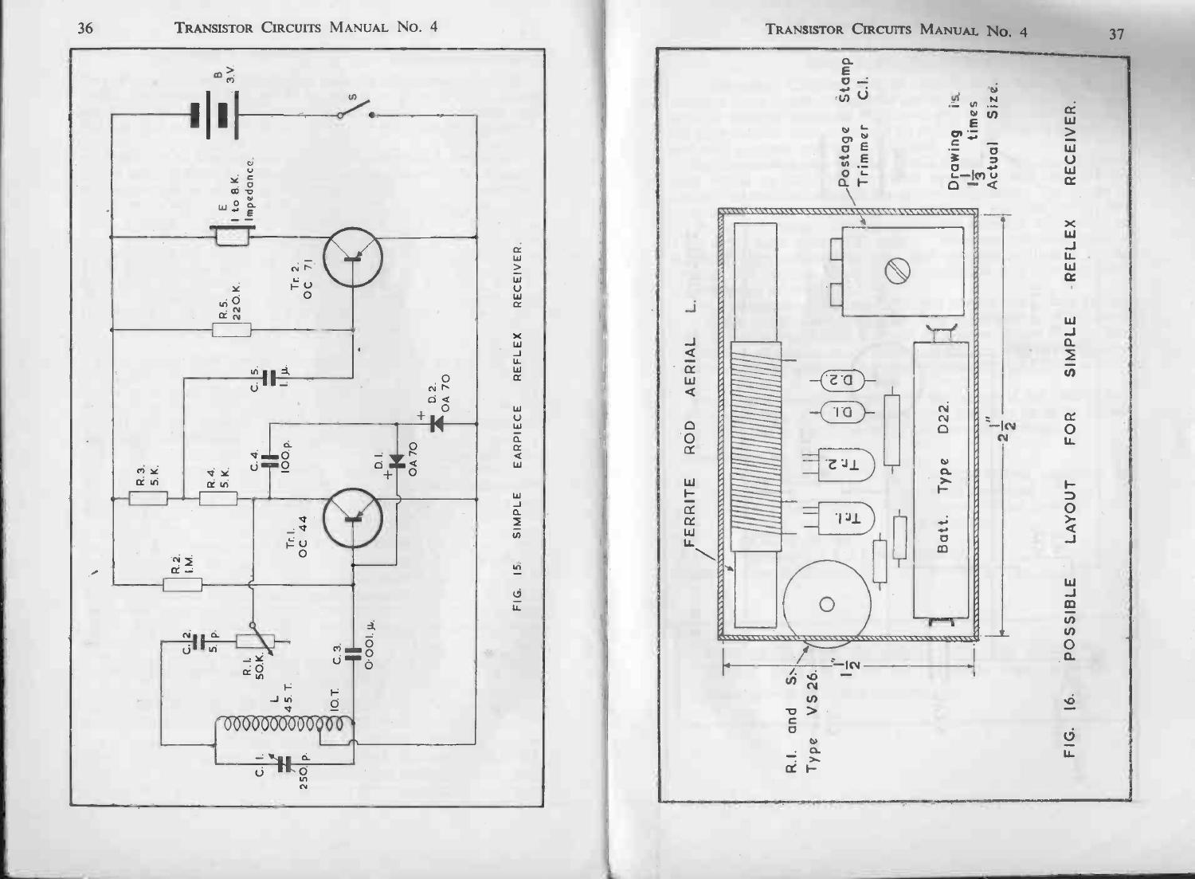B
3V

S

E
1 to 8 K.
Impedance.

R.3.
5 K.

R.5.
220 K.

Tr. 2.
OC 71

R.2.
1 M.

R 4.
5 K.

C.5.
1 μ.

C.2
5 p.

R.1.
50 K.

C.4
100 p.

Tr. 1.
OC 44

D.2
OA 70

L
45 T.

10 T.

C.3.
0·001 μ.

D.1.
OA 70

C.1.
250 p.

FIG. 15. SIMPLE EARPIECE REFLEX RECEIVER.

FERRITE ROD AERIAL L.

Postage Stamp
Trimmer C.1.

Drawing is
$1\frac{1}{3}$ times
Actual Size.

D.2

D.1

Tr. 2

Tr. 1

Batt. Type D22.

$2\frac{1}{2}''$

$1\frac{1}{2}''$

R.1. and S.
Type VS 26.

FIG. 16. POSSIBLE LAYOUT FOR SIMPLE REFLEX RECEIVER.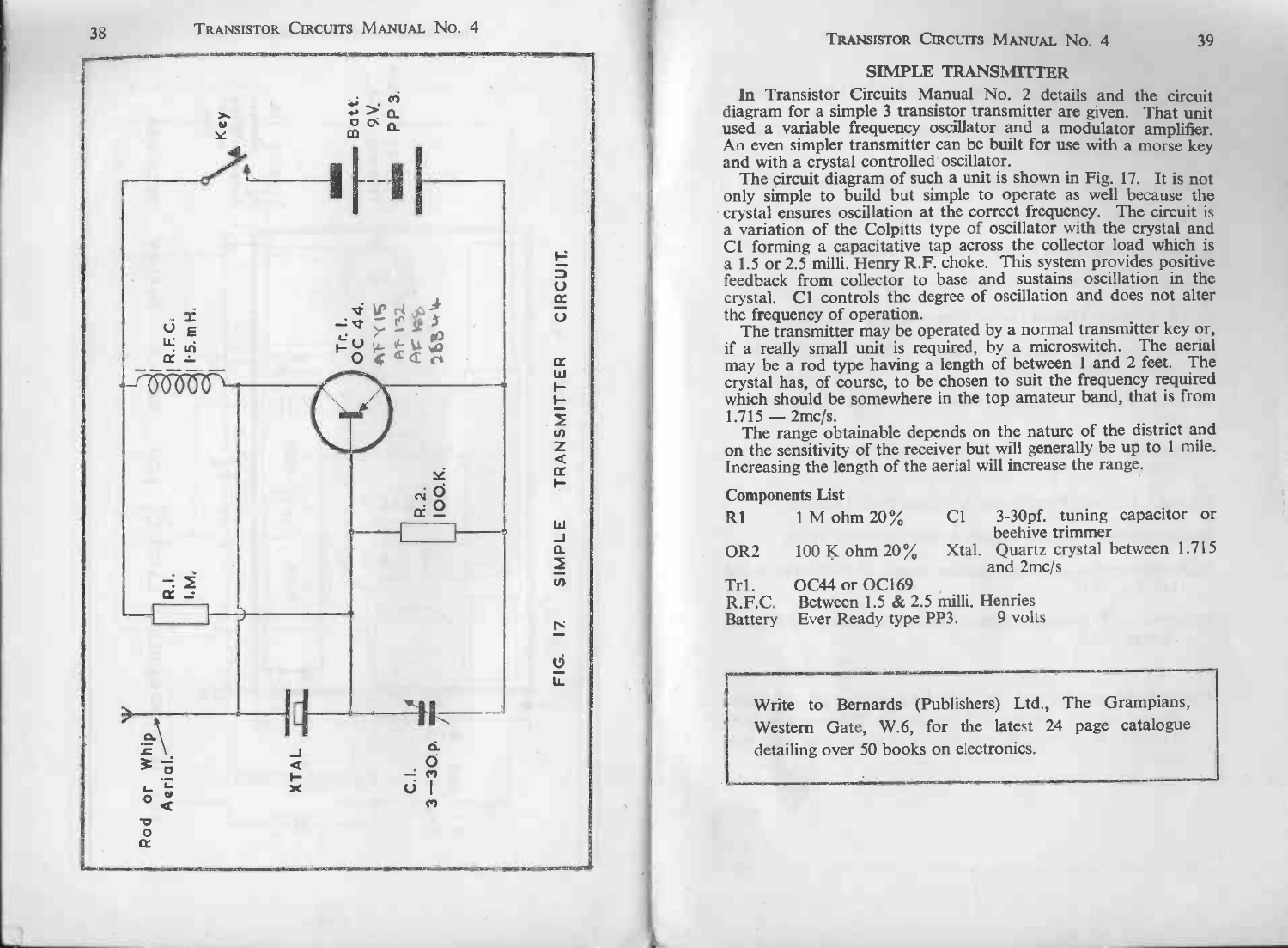## SIMPLE TRANSMITTER

In Transistor Circuits Manual No. 2 details and the circuit diagram for a simple 3 transistor transmitter are given. That unit used a variable frequency oscillator and a modulator amplifier. An even simpler transmitter can be built for use with a morse key and with a crystal controlled oscillator.

The circuit diagram of such a unit is shown in Fig. 17. It is not only simple to build but simple to operate as well because the crystal ensures oscillation at the correct frequency. The circuit is a variation of the Colpitts type of oscillator with the crystal and C1 forming a capacitative tap across the collector load which is a 1.5 or 2.5 milli. Henry R.F. choke. This system provides positive feedback from collector to base and sustains oscillation in the crystal. C1 controls the degree of oscillation and does not alter the frequency of operation.

The transmitter may be operated by a normal transmitter key or, if a really small unit is required, by a microswitch. The aerial may be a rod type having a length of between 1 and 2 feet. The crystal has, of course, to be chosen to suit the frequency required which should be somewhere in the top amateur band, that is from 1.715 — 2mc/s.

The range obtainable depends on the nature of the district and on the sensitivity of the receiver but will generally be up to 1 mile. Increasing the length of the aerial will increase the range.

### Components List

| | | | |
|---|---|---|---|
| R1 | 1 M ohm 20% | C1 | 3-30pf. tuning capacitor or beehive trimmer |
| OR2 | 100 K ohm 20% | Xtal. | Quartz crystal between 1.715 and 2mc/s |
| Tr1. | OC44 or OC169 | | |
| R.F.C. | Between 1.5 & 2.5 milli. Henries | | |
| Battery | Ever Ready type PP3. 9 volts | | |

Write to Bernards (Publishers) Ltd., The Grampians, Western Gate, W.6, for the latest 24 page catalogue detailing over 50 books on electronics.

Rod or Whip Aerial. — R.1. 1.M. — R.F.C. 1·5 mH. — Key — XTAL — Tr. 1. OC 44. AFY15 AF132 AF186 2SB44 — R.2. 100.K. — Batt. 9V. PP3. — C.1. 3—30p.

FIG. 17. SIMPLE TRANSMITTER CIRCUIT.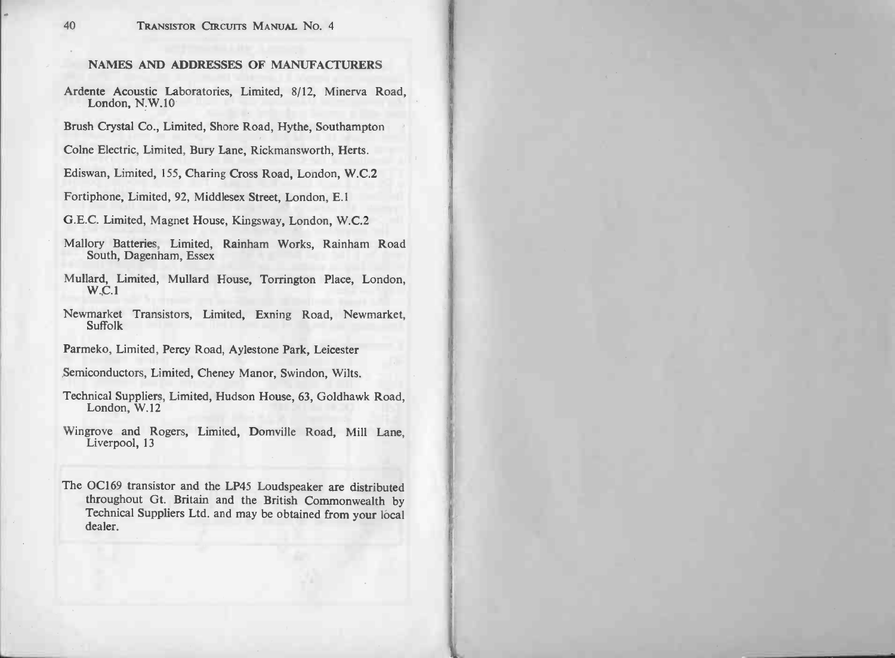## NAMES AND ADDRESSES OF MANUFACTURERS

Ardente Acoustic Laboratories, Limited, 8/12, Minerva Road, London, N.W.10

Brush Crystal Co., Limited, Shore Road, Hythe, Southampton

Colne Electric, Limited, Bury Lane, Rickmansworth, Herts.

Ediswan, Limited, 155, Charing Cross Road, London, W.C.2

Fortiphone, Limited, 92, Middlesex Street, London, E.1

G.E.C. Limited, Magnet House, Kingsway, London, W.C.2

Mallory Batteries, Limited, Rainham Works, Rainham Road South, Dagenham, Essex

Mullard, Limited, Mullard House, Torrington Place, London, W.C.1

Newmarket Transistors, Limited, Exning Road, Newmarket, Suffolk

Parmeko, Limited, Percy Road, Aylestone Park, Leicester

Semiconductors, Limited, Cheney Manor, Swindon, Wilts.

Technical Suppliers, Limited, Hudson House, 63, Goldhawk Road, London, W.12

Wingrove and Rogers, Limited, Domville Road, Mill Lane, Liverpool, 13

The OC169 transistor and the LP45 Loudspeaker are distributed throughout Gt. Britain and the British Commonwealth by Technical Suppliers Ltd. and may be obtained from your local dealer.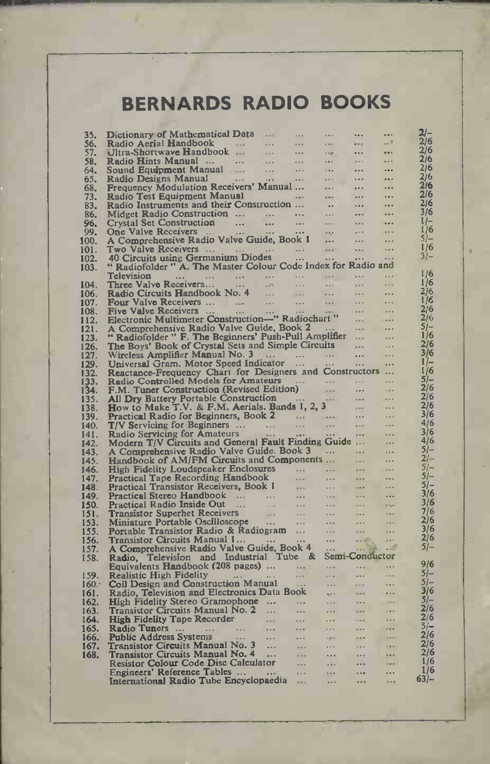# BERNARDS RADIO BOOKS

| | | |
|---|---|---|
| 35. | Dictionary of Mathematical Data | 2/- |
| 56. | Radio Aerial Handbook | 2/6 |
| 57. | Ultra-Shortwave Handbook | 2/6 |
| 58. | Radio Hints Manual | 2/6 |
| 64. | Sound Equipment Manual | 2/6 |
| 65. | Radio Designs Manual | 2/6 |
| 68. | Frequency Modulation Receivers' Manual | 2/6 |
| 73. | Radio Test Equipment Manual | 2/6 |
| 83. | Radio Instruments and their Construction | 2/6 |
| 86. | Midget Radio Construction | 3/6 |
| 96. | Crystal Set Construction | 1/- |
| 99. | One Valve Receivers | 1/6 |
| 100. | A Comprehensive Radio Valve Guide, Book 1 | 5/- |
| 101. | Two Valve Receivers | 1/6 |
| 102. | 40 Circuits using Germanium Diodes | 3/- |
| 103. | "Radiofolder" A. The Master Colour Code Index for Radio and Television | 1/6 |
| 104. | Three Valve Receivers | 1/6 |
| 106. | Radio Circuits Handbook No. 4 | 2/6 |
| 107. | Four Valve Receivers | 1/6 |
| 108. | Five Valve Receivers | 2/6 |
| 112. | Electronic Multimeter Construction—"Radiochart" | 2/6 |
| 121. | A Comprehensive Radio Valve Guide, Book 2 | 5/- |
| 123. | "Radiofolder" F. The Beginners' Push-Pull Amplifier | 1/6 |
| 126. | The Boys' Book of Crystal Sets and Simple Circuits | 2/6 |
| 127. | Wireless Amplifier Manual No. 3 | 3/6 |
| 129. | Universal Gram. Motor Speed Indicator | 1/- |
| 132. | Reactance-Frequency Chart for Designers and Constructors | 1/6 |
| 133. | Radio Controlled Models for Amateurs | 5/- |
| 134. | F.M. Tuner Construction (Revised Edition) | 2/6 |
| 135. | All Dry Battery Portable Construction | 2/6 |
| 138. | How to Make T.V. & F.M. Aerials. Bands 1, 2, 3 | 2/6 |
| 139. | Practical Radio for Beginners, Book 2 | 3/6 |
| 140. | T/V Servicing for Beginners | 4/6 |
| 141. | Radio Servicing for Amateurs | 3/6 |
| 142. | Modern T/V Circuits and General Fault Finding Guide | 4/6 |
| 143. | A Comprehensive Radio Valve Guide. Book 3 | 5/- |
| 145. | Handbook of AM/FM Circuits and Components | 2/- |
| 146. | High Fidelity Loudspeaker Enclosures | 5/- |
| 147. | Practical Tape Recording Handbook | 5/- |
| 148. | Practical Transistor Receivers, Book 1 | 5/- |
| 149. | Practical Stereo Handbook | 3/6 |
| 150. | Practical Radio Inside Out | 3/6 |
| 151. | Transistor Superhet Receivers | 7/6 |
| 153. | Miniature Portable Oscilloscope | 2/6 |
| 155. | Portable Transistor Radio & Radiogram | 3/6 |
| 156. | Transistor Circuits Manual 1 | 2/6 |
| 157. | A Comprehensive Radio Valve Guide, Book 4 | 5/- |
| 158. | Radio, Television and Industrial Tube & Semi-Conductor Equivalents Handbook (208 pages) | 9/6 |
| 159. | Realistic High Fidelity | 5/- |
| 160. | Coil Design and Construction Manual | 5/- |
| 161. | Radio, Television and Electronics Data Book | 3/6 |
| 162. | High Fidelity Stereo Gramophone | 5/- |
| 163. | Transistor Circuits Manual No. 2 | 2/6 |
| 164. | High Fidelity Tape Recorder | 2/6 |
| 165. | Radio Tuners | 5/- |
| 166. | Public Address Systems | 2/6 |
| 167. | Transistor Circuits Manual No. 3 | 2/6 |
| 168. | Transistor Circuits Manual No. 4 | 2/6 |
| | Resistor Colour Code Disc Calculator | 1/6 |
| | Engineers' Reference Tables | 1/6 |
| | International Radio Tube Encyclopaedia | 63/- |